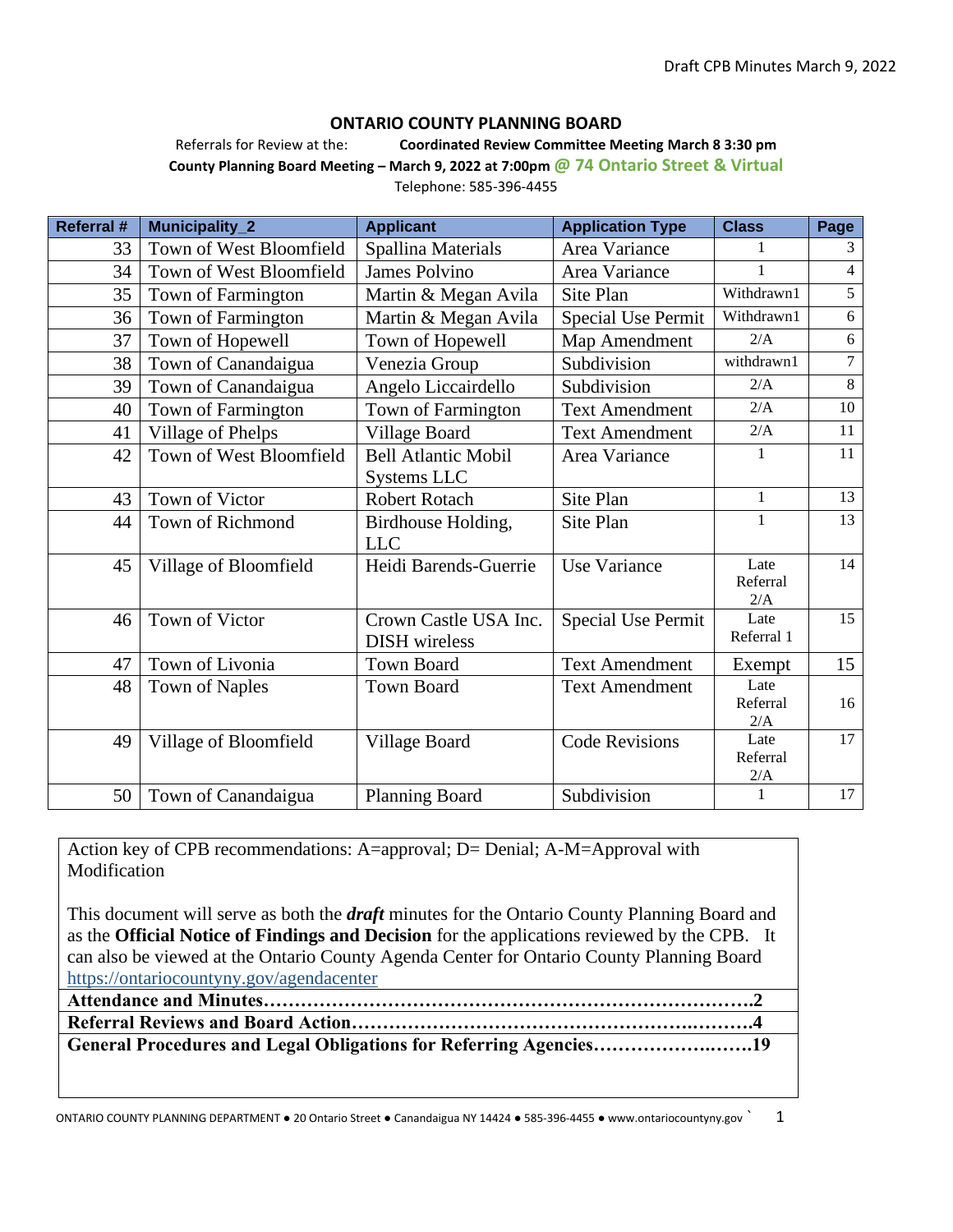## ONTARIO COUNTY PLANNING BOARD

Referrals for Review at the: **Coordinated Review Committee Meeting March 8 3:30 pm**

**County Planning Board Meeting – March 9, 2022 at 7:00pm @ 74 Ontario Street & Virtual**

Telephone: 585-396-4455

| Referral # | Municipality_2 | Applicant | Application Type | Class | Page |
|---|---|---|---|---|---|
| 33 | Town of West Bloomfield | Spallina Materials | Area Variance | 1 | 3 |
| 34 | Town of West Bloomfield | James Polvino | Area Variance | 1 | 4 |
| 35 | Town of Farmington | Martin & Megan Avila | Site Plan | Withdrawn1 | 5 |
| 36 | Town of Farmington | Martin & Megan Avila | Special Use Permit | Withdrawn1 | 6 |
| 37 | Town of Hopewell | Town of Hopewell | Map Amendment | 2/A | 6 |
| 38 | Town of Canandaigua | Venezia Group | Subdivision | withdrawn1 | 7 |
| 39 | Town of Canandaigua | Angelo Liccairdello | Subdivision | 2/A | 8 |
| 40 | Town of Farmington | Town of Farmington | Text Amendment | 2/A | 10 |
| 41 | Village of Phelps | Village Board | Text Amendment | 2/A | 11 |
| 42 | Town of West Bloomfield | Bell Atlantic Mobil Systems LLC | Area Variance | 1 | 11 |
| 43 | Town of Victor | Robert Rotach | Site Plan | 1 | 13 |
| 44 | Town of Richmond | Birdhouse Holding, LLC | Site Plan | 1 | 13 |
| 45 | Village of Bloomfield | Heidi Barends-Guerrie | Use Variance | Late Referral 2/A | 14 |
| 46 | Town of Victor | Crown Castle USA Inc. DISH wireless | Special Use Permit | Late Referral 1 | 15 |
| 47 | Town of Livonia | Town Board | Text Amendment | Exempt | 15 |
| 48 | Town of Naples | Town Board | Text Amendment | Late Referral 2/A | 16 |
| 49 | Village of Bloomfield | Village Board | Code Revisions | Late Referral 2/A | 17 |
| 50 | Town of Canandaigua | Planning Board | Subdivision | 1 | 17 |

Action key of CPB recommendations: A=approval; D= Denial; A-M=Approval with Modification

This document will serve as both the ***draft*** minutes for the Ontario County Planning Board and as the **Official Notice of Findings and Decision** for the applications reviewed by the CPB. It can also be viewed at the Ontario County Agenda Center for Ontario County Planning Board https://ontariocountyny.gov/agendacenter

**Attendance and Minutes……………………………………………………………………2**

**Referral Reviews and Board Action…………………………………………………………4**

**General Procedures and Legal Obligations for Referring Agencies……………………19**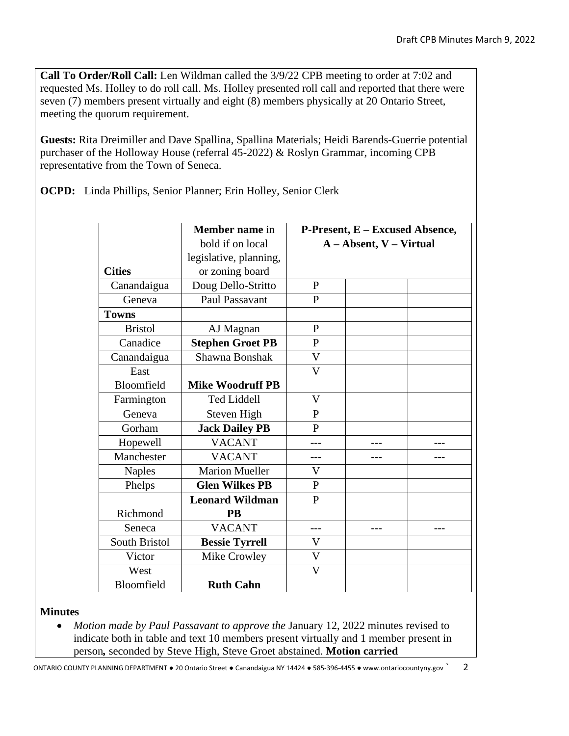**Call To Order/Roll Call:** Len Wildman called the 3/9/22 CPB meeting to order at 7:02 and requested Ms. Holley to do roll call. Ms. Holley presented roll call and reported that there were seven (7) members present virtually and eight (8) members physically at 20 Ontario Street, meeting the quorum requirement.

**Guests:** Rita Dreimiller and Dave Spallina, Spallina Materials; Heidi Barends-Guerrie potential purchaser of the Holloway House (referral 45-2022) & Roslyn Grammar, incoming CPB representative from the Town of Seneca.

**OCPD:** Linda Phillips, Senior Planner; Erin Holley, Senior Clerk

| **Cities** | **Member name** in bold if on local legislative, planning, or zoning board | **P-Present, E – Excused Absence, A – Absent, V – Virtual** | | |
|---|---|---|---|---|
| Canandaigua | Doug Dello-Stritto | P | | |
| Geneva | Paul Passavant | P | | |
| **Towns** | | | | |
| Bristol | AJ Magnan | P | | |
| Canadice | **Stephen Groet PB** | P | | |
| Canandaigua | Shawna Bonshak | V | | |
| East Bloomfield | **Mike Woodruff PB** | V | | |
| Farmington | Ted Liddell | V | | |
| Geneva | Steven High | P | | |
| Gorham | **Jack Dailey PB** | P | | |
| Hopewell | VACANT | --- | --- | --- |
| Manchester | VACANT | --- | --- | --- |
| Naples | Marion Mueller | V | | |
| Phelps | **Glen Wilkes PB** | P | | |
| Richmond | **Leonard Wildman PB** | P | | |
| Seneca | VACANT | --- | --- | --- |
| South Bristol | **Bessie Tyrrell** | V | | |
| Victor | Mike Crowley | V | | |
| West Bloomfield | **Ruth Cahn** | V | | |

**Minutes**

- *Motion made by Paul Passavant to approve the* January 12, 2022 minutes revised to indicate both in table and text 10 members present virtually and 1 member present in person*,* seconded by Steve High, Steve Groet abstained. **Motion carried**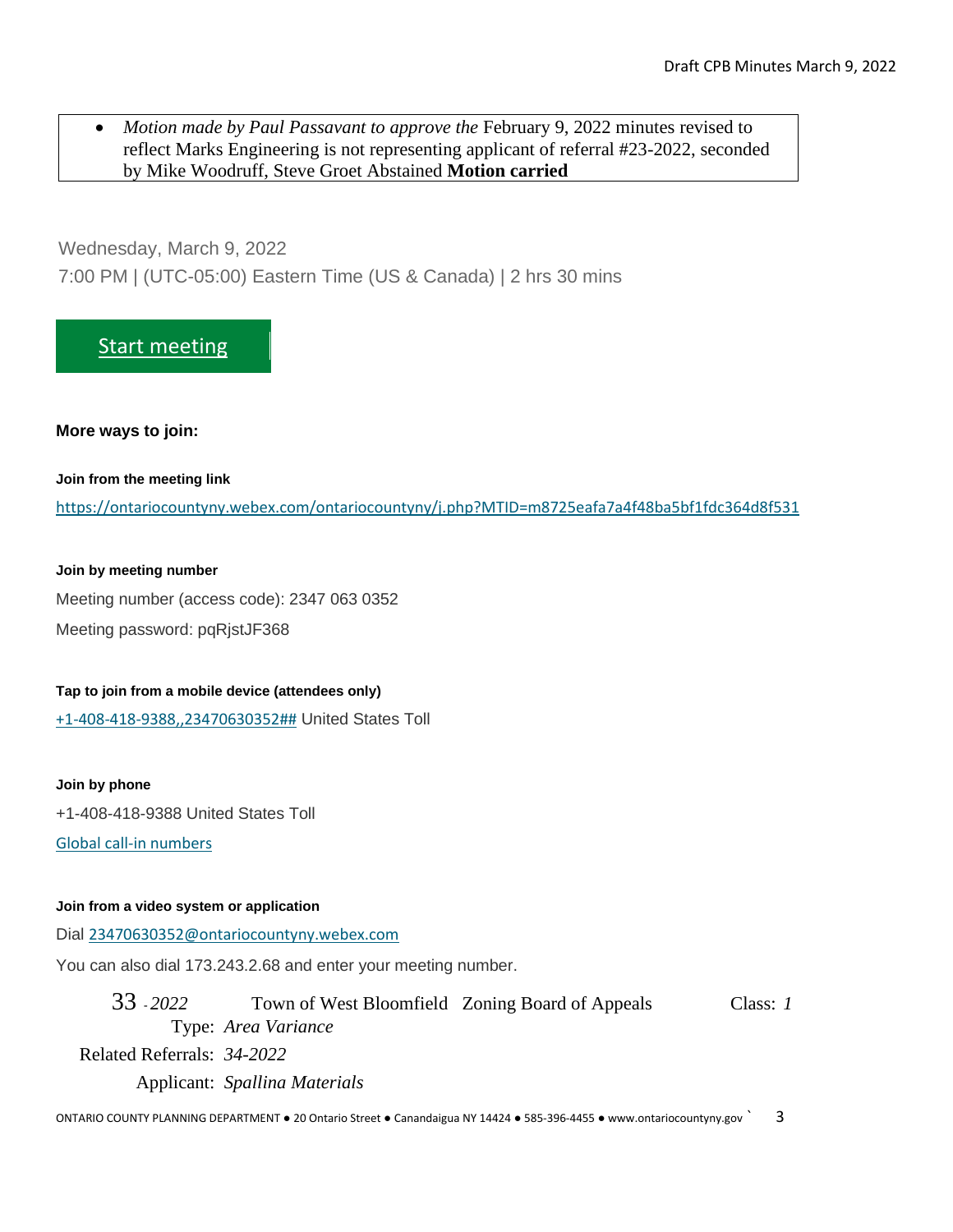- *Motion made by Paul Passavant to approve the* February 9, 2022 minutes revised to reflect Marks Engineering is not representing applicant of referral #23-2022, seconded by Mike Woodruff, Steve Groet Abstained **Motion carried**

Wednesday, March 9, 2022

7:00 PM | (UTC-05:00) Eastern Time (US & Canada) | 2 hrs 30 mins

[Start meeting]

**More ways to join:**

**Join from the meeting link**

https://ontariocountyny.webex.com/ontariocountyny/j.php?MTID=m8725eafa7a4f48ba5bf1fdc364d8f531

**Join by meeting number**

Meeting number (access code): 2347 063 0352

Meeting password: pqRjstJF368

**Tap to join from a mobile device (attendees only)**

+1-408-418-9388,,23470630352## United States Toll

**Join by phone**

+1-408-418-9388 United States Toll

Global call-in numbers

**Join from a video system or application**

Dial 23470630352@ontariocountyny.webex.com

You can also dial 173.243.2.68 and enter your meeting number.

33 - *2022* Town of West Bloomfield Zoning Board of Appeals Class: *1*

Type: *Area Variance*

Related Referrals: *34-2022*

Applicant: *Spallina Materials*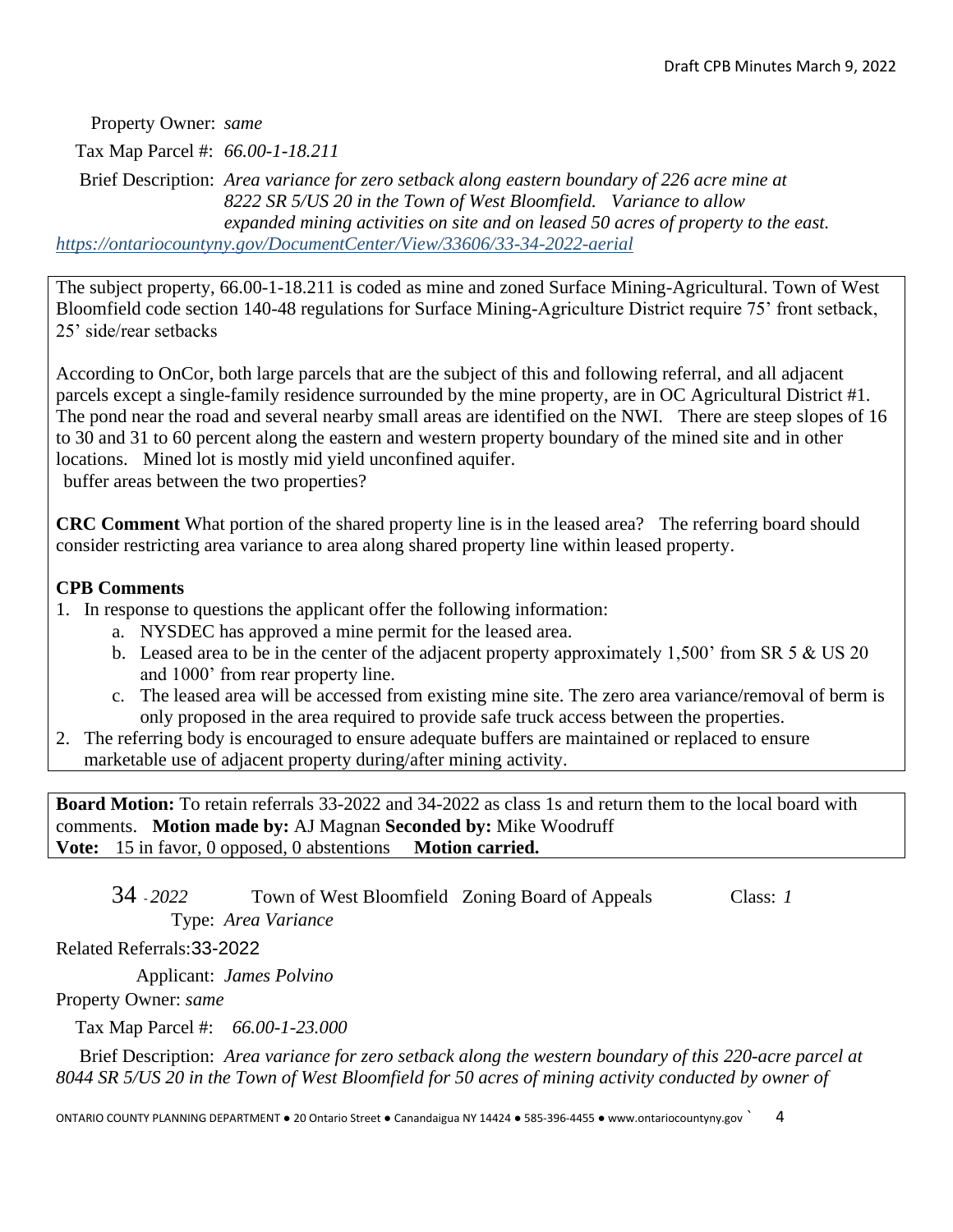Property Owner: *same*

Tax Map Parcel #: *66.00-1-18.211*

Brief Description: *Area variance for zero setback along eastern boundary of 226 acre mine at 8222 SR 5/US 20 in the Town of West Bloomfield. Variance to allow expanded mining activities on site and on leased 50 acres of property to the east.*

*https://ontariocountyny.gov/DocumentCenter/View/33606/33-34-2022-aerial*

The subject property, 66.00-1-18.211 is coded as mine and zoned Surface Mining-Agricultural. Town of West Bloomfield code section 140-48 regulations for Surface Mining-Agriculture District require 75' front setback, 25' side/rear setbacks

According to OnCor, both large parcels that are the subject of this and following referral, and all adjacent parcels except a single-family residence surrounded by the mine property, are in OC Agricultural District #1. The pond near the road and several nearby small areas are identified on the NWI. There are steep slopes of 16 to 30 and 31 to 60 percent along the eastern and western property boundary of the mined site and in other locations. Mined lot is mostly mid yield unconfined aquifer.
buffer areas between the two properties?

**CRC Comment** What portion of the shared property line is in the leased area? The referring board should consider restricting area variance to area along shared property line within leased property.

**CPB Comments**

1. In response to questions the applicant offer the following information:
   a. NYSDEC has approved a mine permit for the leased area.
   b. Leased area to be in the center of the adjacent property approximately 1,500' from SR 5 & US 20 and 1000' from rear property line.
   c. The leased area will be accessed from existing mine site. The zero area variance/removal of berm is only proposed in the area required to provide safe truck access between the properties.
2. The referring body is encouraged to ensure adequate buffers are maintained or replaced to ensure marketable use of adjacent property during/after mining activity.

**Board Motion:** To retain referrals 33-2022 and 34-2022 as class 1s and return them to the local board with comments. **Motion made by:** AJ Magnan **Seconded by:** Mike Woodruff
**Vote:** 15 in favor, 0 opposed, 0 abstentions **Motion carried.**

34 - *2022* Town of West Bloomfield Zoning Board of Appeals Class: *1*

Type: *Area Variance*

Related Referrals: 33-2022

Applicant: *James Polvino*

Property Owner: *same*

Tax Map Parcel #: *66.00-1-23.000*

Brief Description: *Area variance for zero setback along the western boundary of this 220-acre parcel at 8044 SR 5/US 20 in the Town of West Bloomfield for 50 acres of mining activity conducted by owner of*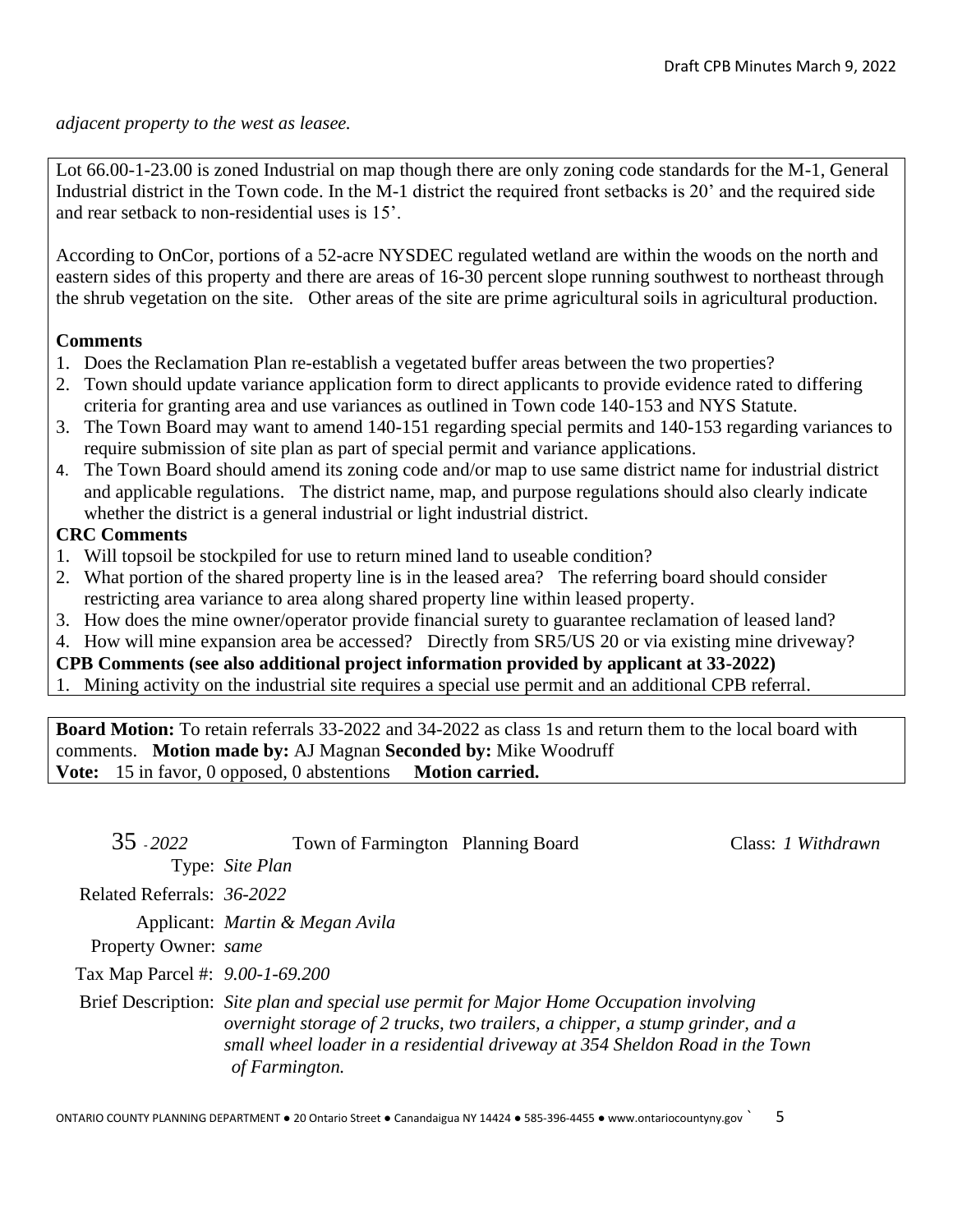*adjacent property to the west as leasee.*

Lot 66.00-1-23.00 is zoned Industrial on map though there are only zoning code standards for the M-1, General Industrial district in the Town code. In the M-1 district the required front setbacks is 20' and the required side and rear setback to non-residential uses is 15'.

According to OnCor, portions of a 52-acre NYSDEC regulated wetland are within the woods on the north and eastern sides of this property and there are areas of 16-30 percent slope running southwest to northeast through the shrub vegetation on the site. Other areas of the site are prime agricultural soils in agricultural production.

**Comments**

1. Does the Reclamation Plan re-establish a vegetated buffer areas between the two properties?
2. Town should update variance application form to direct applicants to provide evidence rated to differing criteria for granting area and use variances as outlined in Town code 140-153 and NYS Statute.
3. The Town Board may want to amend 140-151 regarding special permits and 140-153 regarding variances to require submission of site plan as part of special permit and variance applications.
4. The Town Board should amend its zoning code and/or map to use same district name for industrial district and applicable regulations. The district name, map, and purpose regulations should also clearly indicate whether the district is a general industrial or light industrial district.

**CRC Comments**

1. Will topsoil be stockpiled for use to return mined land to useable condition?
2. What portion of the shared property line is in the leased area? The referring board should consider restricting area variance to area along shared property line within leased property.
3. How does the mine owner/operator provide financial surety to guarantee reclamation of leased land?
4. How will mine expansion area be accessed? Directly from SR5/US 20 or via existing mine driveway?

**CPB Comments (see also additional project information provided by applicant at 33-2022)**

1. Mining activity on the industrial site requires a special use permit and an additional CPB referral.

**Board Motion:** To retain referrals 33-2022 and 34-2022 as class 1s and return them to the local board with comments. **Motion made by:** AJ Magnan **Seconded by:** Mike Woodruff
**Vote:** 15 in favor, 0 opposed, 0 abstentions **Motion carried.**

35 - *2022* Town of Farmington Planning Board Class: *1 Withdrawn*

Type: *Site Plan*

Related Referrals: *36-2022*

Applicant: *Martin & Megan Avila*

Property Owner: *same*

Tax Map Parcel #: *9.00-1-69.200*

Brief Description: *Site plan and special use permit for Major Home Occupation involving overnight storage of 2 trucks, two trailers, a chipper, a stump grinder, and a small wheel loader in a residential driveway at 354 Sheldon Road in the Town of Farmington.*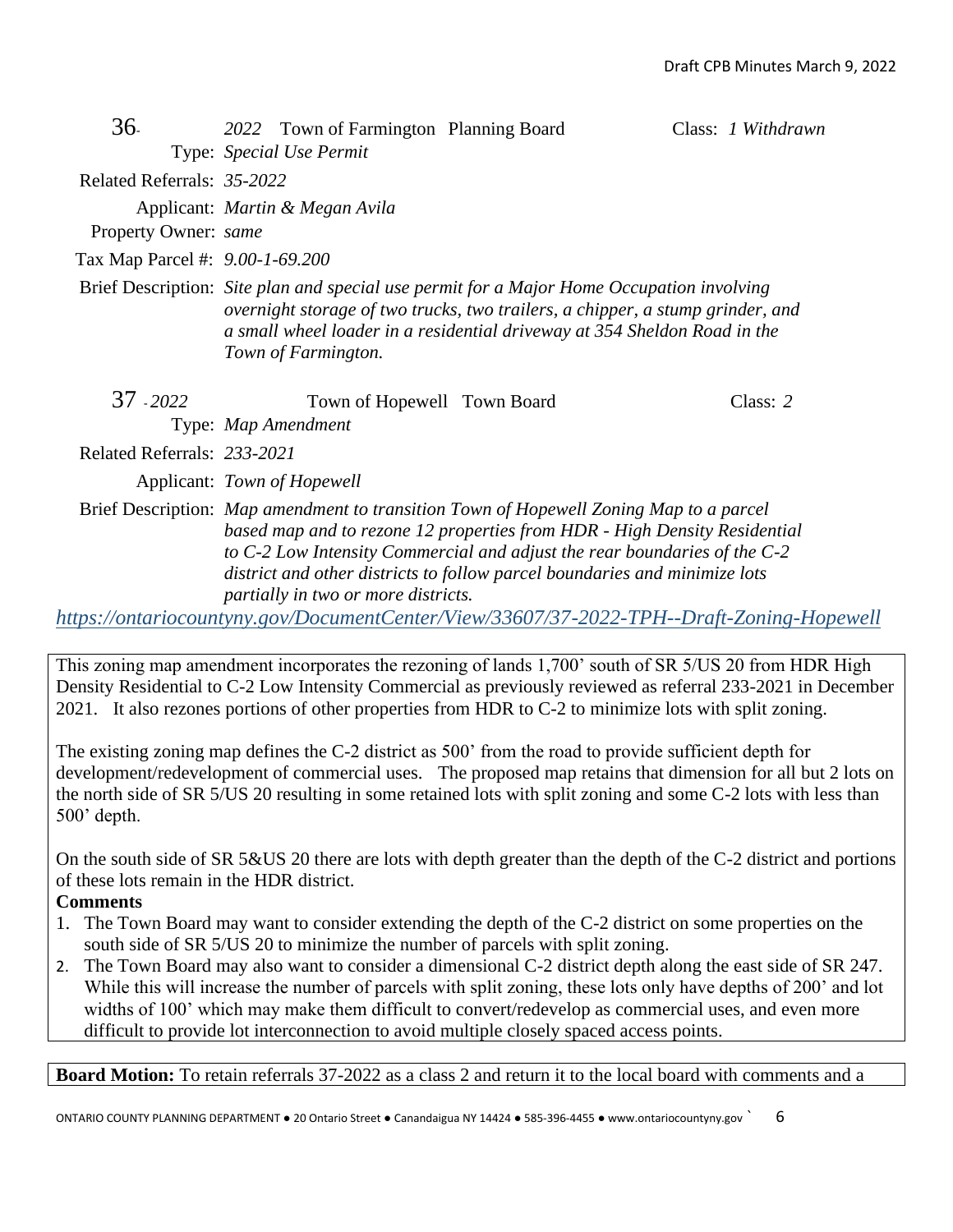36-2022 Town of Farmington Planning Board Class: *1 Withdrawn*

Type: *Special Use Permit*

Related Referrals: *35-2022*

Applicant: *Martin & Megan Avila*

Property Owner: *same*

Tax Map Parcel #: *9.00-1-69.200*

Brief Description: *Site plan and special use permit for a Major Home Occupation involving overnight storage of two trucks, two trailers, a chipper, a stump grinder, and a small wheel loader in a residential driveway at 354 Sheldon Road in the Town of Farmington.*

37-2022 Town of Hopewell Town Board Class: *2*

Type: *Map Amendment*

Related Referrals: *233-2021*

Applicant: *Town of Hopewell*

Brief Description: *Map amendment to transition Town of Hopewell Zoning Map to a parcel based map and to rezone 12 properties from HDR - High Density Residential to C-2 Low Intensity Commercial and adjust the rear boundaries of the C-2 district and other districts to follow parcel boundaries and minimize lots partially in two or more districts.*

https://ontariocountyny.gov/DocumentCenter/View/33607/37-2022-TPH--Draft-Zoning-Hopewell

This zoning map amendment incorporates the rezoning of lands 1,700' south of SR 5/US 20 from HDR High Density Residential to C-2 Low Intensity Commercial as previously reviewed as referral 233-2021 in December 2021. It also rezones portions of other properties from HDR to C-2 to minimize lots with split zoning.

The existing zoning map defines the C-2 district as 500' from the road to provide sufficient depth for development/redevelopment of commercial uses. The proposed map retains that dimension for all but 2 lots on the north side of SR 5/US 20 resulting in some retained lots with split zoning and some C-2 lots with less than 500' depth.

On the south side of SR 5&US 20 there are lots with depth greater than the depth of the C-2 district and portions of these lots remain in the HDR district.

**Comments**

1. The Town Board may want to consider extending the depth of the C-2 district on some properties on the south side of SR 5/US 20 to minimize the number of parcels with split zoning.
2. The Town Board may also want to consider a dimensional C-2 district depth along the east side of SR 247. While this will increase the number of parcels with split zoning, these lots only have depths of 200' and lot widths of 100' which may make them difficult to convert/redevelop as commercial uses, and even more difficult to provide lot interconnection to avoid multiple closely spaced access points.

**Board Motion:** To retain referrals 37-2022 as a class 2 and return it to the local board with comments and a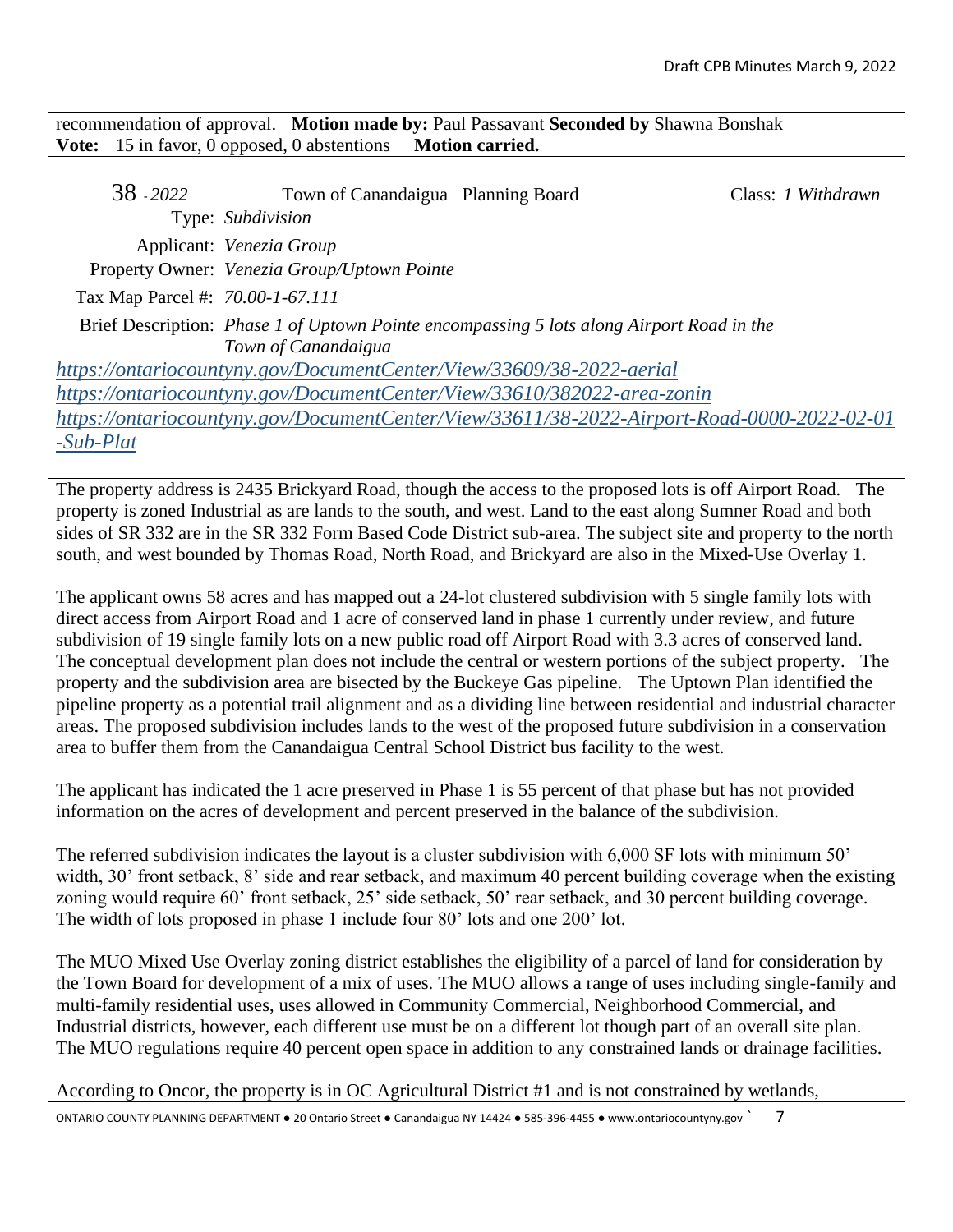recommendation of approval. **Motion made by:** Paul Passavant **Seconded by** Shawna Bonshak
**Vote:** 15 in favor, 0 opposed, 0 abstentions **Motion carried.**

38 *- 2022* Town of Canandaigua Planning Board Class: *1 Withdrawn*

Type: *Subdivision*

Applicant: *Venezia Group*

Property Owner: *Venezia Group/Uptown Pointe*

Tax Map Parcel #: *70.00-1-67.111*

Brief Description: *Phase 1 of Uptown Pointe encompassing 5 lots along Airport Road in the Town of Canandaigua*

*https://ontariocountyny.gov/DocumentCenter/View/33609/38-2022-aerial*
*https://ontariocountyny.gov/DocumentCenter/View/33610/382022-area-zonin*
*https://ontariocountyny.gov/DocumentCenter/View/33611/38-2022-Airport-Road-0000-2022-02-01-Sub-Plat*

The property address is 2435 Brickyard Road, though the access to the proposed lots is off Airport Road. The property is zoned Industrial as are lands to the south, and west. Land to the east along Sumner Road and both sides of SR 332 are in the SR 332 Form Based Code District sub-area. The subject site and property to the north south, and west bounded by Thomas Road, North Road, and Brickyard are also in the Mixed-Use Overlay 1.

The applicant owns 58 acres and has mapped out a 24-lot clustered subdivision with 5 single family lots with direct access from Airport Road and 1 acre of conserved land in phase 1 currently under review, and future subdivision of 19 single family lots on a new public road off Airport Road with 3.3 acres of conserved land. The conceptual development plan does not include the central or western portions of the subject property. The property and the subdivision area are bisected by the Buckeye Gas pipeline. The Uptown Plan identified the pipeline property as a potential trail alignment and as a dividing line between residential and industrial character areas. The proposed subdivision includes lands to the west of the proposed future subdivision in a conservation area to buffer them from the Canandaigua Central School District bus facility to the west.

The applicant has indicated the 1 acre preserved in Phase 1 is 55 percent of that phase but has not provided information on the acres of development and percent preserved in the balance of the subdivision.

The referred subdivision indicates the layout is a cluster subdivision with 6,000 SF lots with minimum 50' width, 30' front setback, 8' side and rear setback, and maximum 40 percent building coverage when the existing zoning would require 60' front setback, 25' side setback, 50' rear setback, and 30 percent building coverage. The width of lots proposed in phase 1 include four 80' lots and one 200' lot.

The MUO Mixed Use Overlay zoning district establishes the eligibility of a parcel of land for consideration by the Town Board for development of a mix of uses. The MUO allows a range of uses including single-family and multi-family residential uses, uses allowed in Community Commercial, Neighborhood Commercial, and Industrial districts, however, each different use must be on a different lot though part of an overall site plan. The MUO regulations require 40 percent open space in addition to any constrained lands or drainage facilities.

According to Oncor, the property is in OC Agricultural District #1 and is not constrained by wetlands,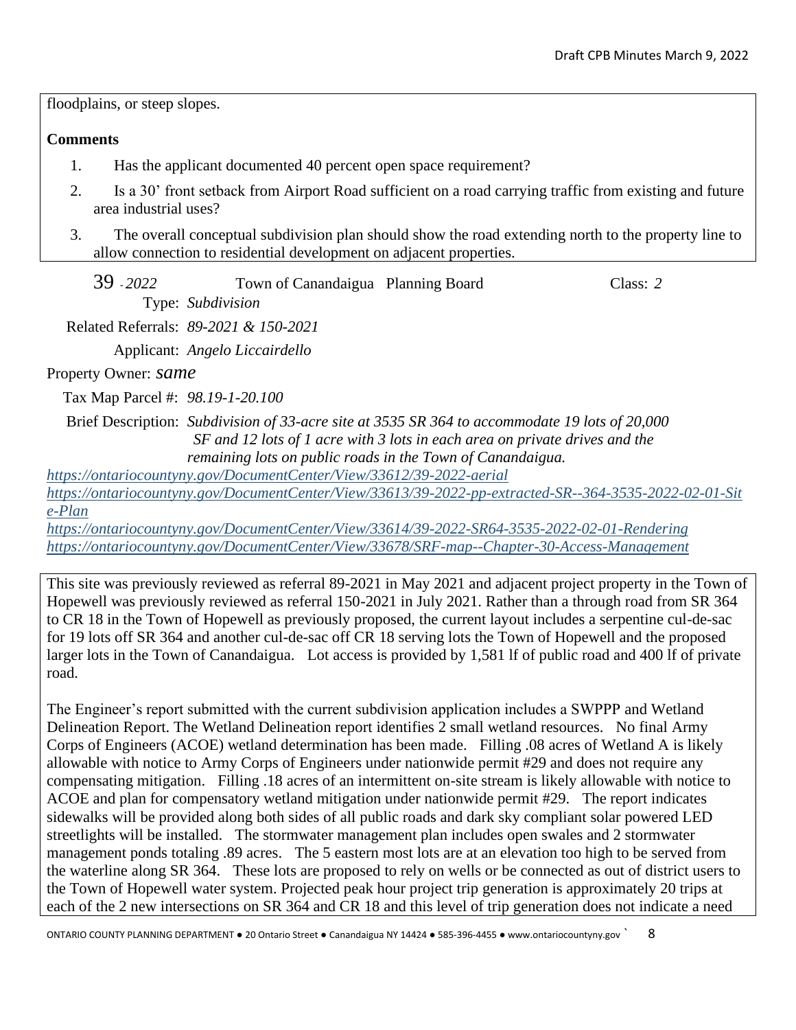floodplains, or steep slopes.

**Comments**

1. Has the applicant documented 40 percent open space requirement?
2. Is a 30' front setback from Airport Road sufficient on a road carrying traffic from existing and future area industrial uses?
3. The overall conceptual subdivision plan should show the road extending north to the property line to allow connection to residential development on adjacent properties.

39 - *2022* Town of Canandaigua Planning Board Class: *2*

Type: *Subdivision*

Related Referrals: *89-2021 & 150-2021*

Applicant: *Angelo Liccairdello*

Property Owner: *same*

Tax Map Parcel #: *98.19-1-20.100*

Brief Description: *Subdivision of 33-acre site at 3535 SR 364 to accommodate 19 lots of 20,000 SF and 12 lots of 1 acre with 3 lots in each area on private drives and the remaining lots on public roads in the Town of Canandaigua.*

*https://ontariocountyny.gov/DocumentCenter/View/33612/39-2022-aerial*
*https://ontariocountyny.gov/DocumentCenter/View/33613/39-2022-pp-extracted-SR--364-3535-2022-02-01-Site-Plan*
*https://ontariocountyny.gov/DocumentCenter/View/33614/39-2022-SR64-3535-2022-02-01-Rendering*
*https://ontariocountyny.gov/DocumentCenter/View/33678/SRF-map--Chapter-30-Access-Management*

This site was previously reviewed as referral 89-2021 in May 2021 and adjacent project property in the Town of Hopewell was previously reviewed as referral 150-2021 in July 2021. Rather than a through road from SR 364 to CR 18 in the Town of Hopewell as previously proposed, the current layout includes a serpentine cul-de-sac for 19 lots off SR 364 and another cul-de-sac off CR 18 serving lots the Town of Hopewell and the proposed larger lots in the Town of Canandaigua. Lot access is provided by 1,581 lf of public road and 400 lf of private road.

The Engineer's report submitted with the current subdivision application includes a SWPPP and Wetland Delineation Report. The Wetland Delineation report identifies 2 small wetland resources. No final Army Corps of Engineers (ACOE) wetland determination has been made. Filling .08 acres of Wetland A is likely allowable with notice to Army Corps of Engineers under nationwide permit #29 and does not require any compensating mitigation. Filling .18 acres of an intermittent on-site stream is likely allowable with notice to ACOE and plan for compensatory wetland mitigation under nationwide permit #29. The report indicates sidewalks will be provided along both sides of all public roads and dark sky compliant solar powered LED streetlights will be installed. The stormwater management plan includes open swales and 2 stormwater management ponds totaling .89 acres. The 5 eastern most lots are at an elevation too high to be served from the waterline along SR 364. These lots are proposed to rely on wells or be connected as out of district users to the Town of Hopewell water system. Projected peak hour project trip generation is approximately 20 trips at each of the 2 new intersections on SR 364 and CR 18 and this level of trip generation does not indicate a need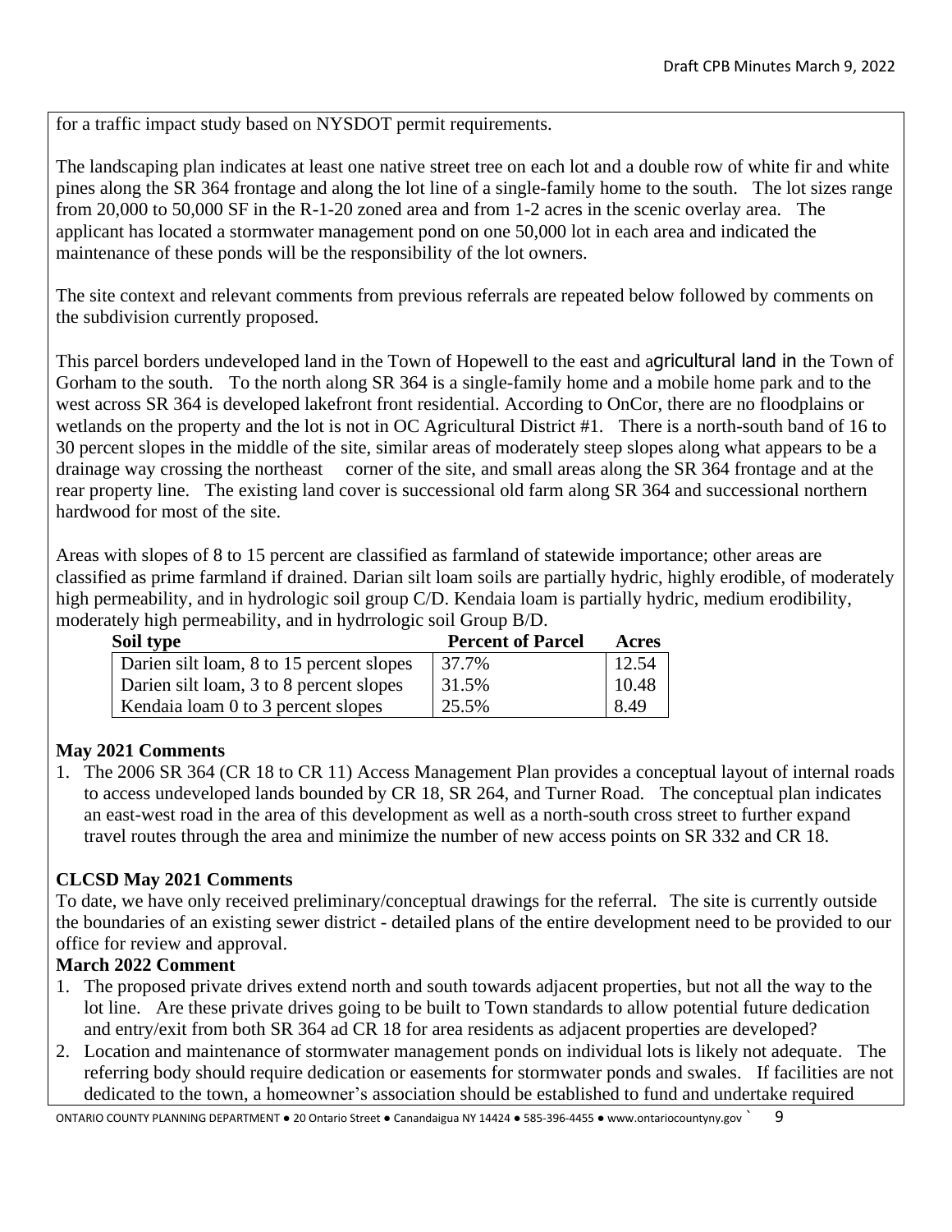for a traffic impact study based on NYSDOT permit requirements.

The landscaping plan indicates at least one native street tree on each lot and a double row of white fir and white pines along the SR 364 frontage and along the lot line of a single-family home to the south. The lot sizes range from 20,000 to 50,000 SF in the R-1-20 zoned area and from 1-2 acres in the scenic overlay area. The applicant has located a stormwater management pond on one 50,000 lot in each area and indicated the maintenance of these ponds will be the responsibility of the lot owners.

The site context and relevant comments from previous referrals are repeated below followed by comments on the subdivision currently proposed.

This parcel borders undeveloped land in the Town of Hopewell to the east and agricultural land in the Town of Gorham to the south. To the north along SR 364 is a single-family home and a mobile home park and to the west across SR 364 is developed lakefront front residential. According to OnCor, there are no floodplains or wetlands on the property and the lot is not in OC Agricultural District #1. There is a north-south band of 16 to 30 percent slopes in the middle of the site, similar areas of moderately steep slopes along what appears to be a drainage way crossing the northeast corner of the site, and small areas along the SR 364 frontage and at the rear property line. The existing land cover is successional old farm along SR 364 and successional northern hardwood for most of the site.

Areas with slopes of 8 to 15 percent are classified as farmland of statewide importance; other areas are classified as prime farmland if drained. Darian silt loam soils are partially hydric, highly erodible, of moderately high permeability, and in hydrologic soil group C/D. Kendaia loam is partially hydric, medium erodibility, moderately high permeability, and in hydrrologic soil Group B/D.

| Soil type | Percent of Parcel | Acres |
|---|---|---|
| Darien silt loam, 8 to 15 percent slopes | 37.7% | 12.54 |
| Darien silt loam, 3 to 8 percent slopes | 31.5% | 10.48 |
| Kendaia loam 0 to 3 percent slopes | 25.5% | 8.49 |

**May 2021 Comments**

1. The 2006 SR 364 (CR 18 to CR 11) Access Management Plan provides a conceptual layout of internal roads to access undeveloped lands bounded by CR 18, SR 264, and Turner Road. The conceptual plan indicates an east-west road in the area of this development as well as a north-south cross street to further expand travel routes through the area and minimize the number of new access points on SR 332 and CR 18.

**CLCSD May 2021 Comments**

To date, we have only received preliminary/conceptual drawings for the referral. The site is currently outside the boundaries of an existing sewer district - detailed plans of the entire development need to be provided to our office for review and approval.

**March 2022 Comment**

1. The proposed private drives extend north and south towards adjacent properties, but not all the way to the lot line. Are these private drives going to be built to Town standards to allow potential future dedication and entry/exit from both SR 364 ad CR 18 for area residents as adjacent properties are developed?
2. Location and maintenance of stormwater management ponds on individual lots is likely not adequate. The referring body should require dedication or easements for stormwater ponds and swales. If facilities are not dedicated to the town, a homeowner's association should be established to fund and undertake required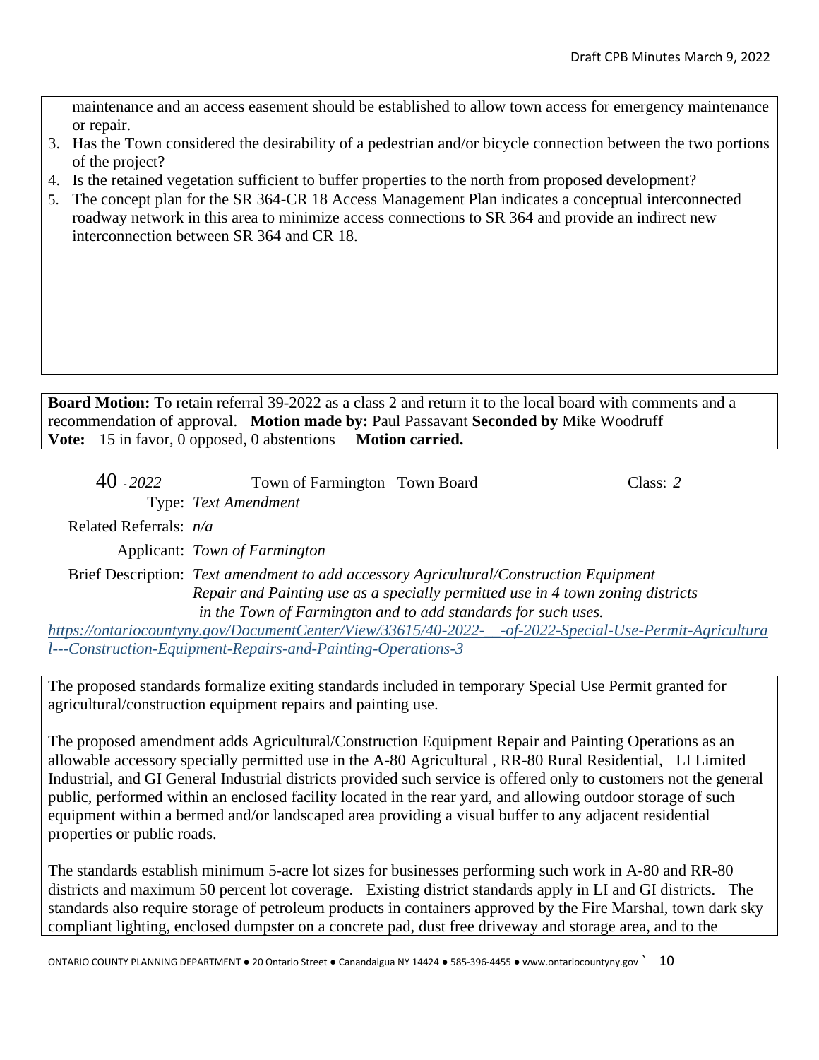maintenance and an access easement should be established to allow town access for emergency maintenance or repair.

3. Has the Town considered the desirability of a pedestrian and/or bicycle connection between the two portions of the project?
4. Is the retained vegetation sufficient to buffer properties to the north from proposed development?
5. The concept plan for the SR 364-CR 18 Access Management Plan indicates a conceptual interconnected roadway network in this area to minimize access connections to SR 364 and provide an indirect new interconnection between SR 364 and CR 18.

**Board Motion:** To retain referral 39-2022 as a class 2 and return it to the local board with comments and a recommendation of approval. **Motion made by:** Paul Passavant **Seconded by** Mike Woodruff
**Vote:** 15 in favor, 0 opposed, 0 abstentions **Motion carried.**

40 *- 2022* Town of Farmington Town Board Class: *2*

Type: *Text Amendment*

Related Referrals: *n/a*

Applicant: *Town of Farmington*

Brief Description: *Text amendment to add accessory Agricultural/Construction Equipment Repair and Painting use as a specially permitted use in 4 town zoning districts in the Town of Farmington and to add standards for such uses.*

*https://ontariocountyny.gov/DocumentCenter/View/33615/40-2022-__-of-2022-Special-Use-Permit-Agricultural---Construction-Equipment-Repairs-and-Painting-Operations-3*

The proposed standards formalize exiting standards included in temporary Special Use Permit granted for agricultural/construction equipment repairs and painting use.

The proposed amendment adds Agricultural/Construction Equipment Repair and Painting Operations as an allowable accessory specially permitted use in the A-80 Agricultural , RR-80 Rural Residential, LI Limited Industrial, and GI General Industrial districts provided such service is offered only to customers not the general public, performed within an enclosed facility located in the rear yard, and allowing outdoor storage of such equipment within a bermed and/or landscaped area providing a visual buffer to any adjacent residential properties or public roads.

The standards establish minimum 5-acre lot sizes for businesses performing such work in A-80 and RR-80 districts and maximum 50 percent lot coverage. Existing district standards apply in LI and GI districts. The standards also require storage of petroleum products in containers approved by the Fire Marshal, town dark sky compliant lighting, enclosed dumpster on a concrete pad, dust free driveway and storage area, and to the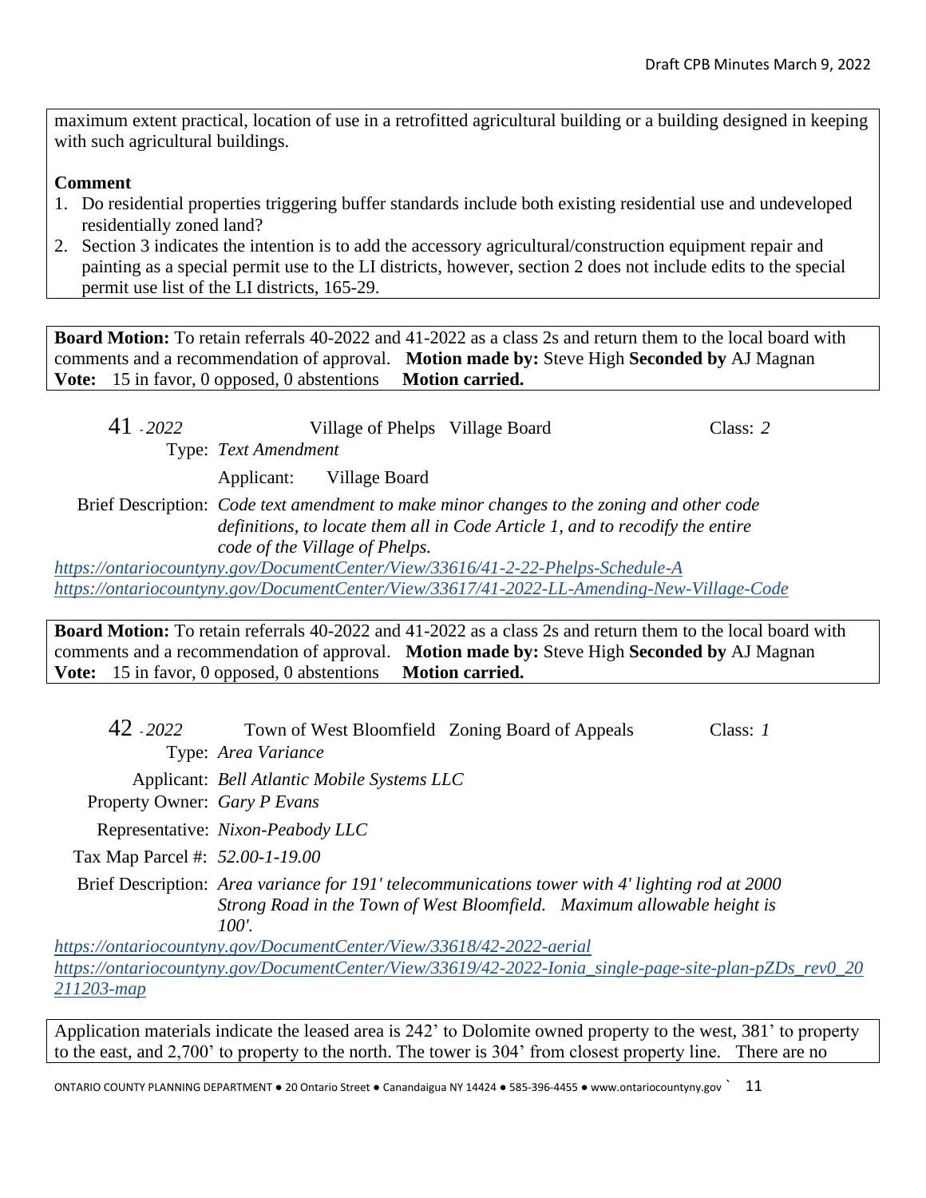maximum extent practical, location of use in a retrofitted agricultural building or a building designed in keeping with such agricultural buildings.

**Comment**

1. Do residential properties triggering buffer standards include both existing residential use and undeveloped residentially zoned land?
2. Section 3 indicates the intention is to add the accessory agricultural/construction equipment repair and painting as a special permit use to the LI districts, however, section 2 does not include edits to the special permit use list of the LI districts, 165-29.

**Board Motion:** To retain referrals 40-2022 and 41-2022 as a class 2s and return them to the local board with comments and a recommendation of approval. **Motion made by:** Steve High **Seconded by** AJ Magnan
**Vote:** 15 in favor, 0 opposed, 0 abstentions **Motion carried.**

41 - *2022* Village of Phelps Village Board Class: *2*

Type: *Text Amendment*

Applicant: Village Board

Brief Description: *Code text amendment to make minor changes to the zoning and other code definitions, to locate them all in Code Article 1, and to recodify the entire code of the Village of Phelps.*

*https://ontariocountyny.gov/DocumentCenter/View/33616/41-2-22-Phelps-Schedule-A*
*https://ontariocountyny.gov/DocumentCenter/View/33617/41-2022-LL-Amending-New-Village-Code*

**Board Motion:** To retain referrals 40-2022 and 41-2022 as a class 2s and return them to the local board with comments and a recommendation of approval. **Motion made by:** Steve High **Seconded by** AJ Magnan
**Vote:** 15 in favor, 0 opposed, 0 abstentions **Motion carried.**

42 - *2022* Town of West Bloomfield Zoning Board of Appeals Class: *1*

Type: *Area Variance*

Applicant: *Bell Atlantic Mobile Systems LLC*

Property Owner: *Gary P Evans*

Representative: *Nixon-Peabody LLC*

Tax Map Parcel #: *52.00-1-19.00*

Brief Description: *Area variance for 191' telecommunications tower with 4' lighting rod at 2000 Strong Road in the Town of West Bloomfield. Maximum allowable height is 100'.*

*https://ontariocountyny.gov/DocumentCenter/View/33618/42-2022-aerial*
*https://ontariocountyny.gov/DocumentCenter/View/33619/42-2022-Ionia_single-page-site-plan-pZDs_rev0_20211203-map*

Application materials indicate the leased area is 242' to Dolomite owned property to the west, 381' to property to the east, and 2,700' to property to the north. The tower is 304' from closest property line. There are no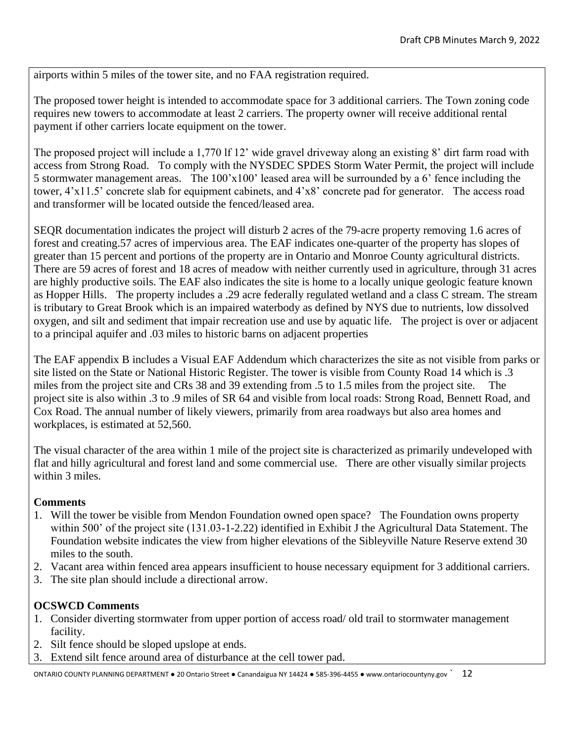airports within 5 miles of the tower site, and no FAA registration required.

The proposed tower height is intended to accommodate space for 3 additional carriers. The Town zoning code requires new towers to accommodate at least 2 carriers. The property owner will receive additional rental payment if other carriers locate equipment on the tower.

The proposed project will include a 1,770 lf 12' wide gravel driveway along an existing 8' dirt farm road with access from Strong Road. To comply with the NYSDEC SPDES Storm Water Permit, the project will include 5 stormwater management areas. The 100'x100' leased area will be surrounded by a 6' fence including the tower, 4'x11.5' concrete slab for equipment cabinets, and 4'x8' concrete pad for generator. The access road and transformer will be located outside the fenced/leased area.

SEQR documentation indicates the project will disturb 2 acres of the 79-acre property removing 1.6 acres of forest and creating.57 acres of impervious area. The EAF indicates one-quarter of the property has slopes of greater than 15 percent and portions of the property are in Ontario and Monroe County agricultural districts. There are 59 acres of forest and 18 acres of meadow with neither currently used in agriculture, through 31 acres are highly productive soils. The EAF also indicates the site is home to a locally unique geologic feature known as Hopper Hills. The property includes a .29 acre federally regulated wetland and a class C stream. The stream is tributary to Great Brook which is an impaired waterbody as defined by NYS due to nutrients, low dissolved oxygen, and silt and sediment that impair recreation use and use by aquatic life. The project is over or adjacent to a principal aquifer and .03 miles to historic barns on adjacent properties

The EAF appendix B includes a Visual EAF Addendum which characterizes the site as not visible from parks or site listed on the State or National Historic Register. The tower is visible from County Road 14 which is .3 miles from the project site and CRs 38 and 39 extending from .5 to 1.5 miles from the project site. The project site is also within .3 to .9 miles of SR 64 and visible from local roads: Strong Road, Bennett Road, and Cox Road. The annual number of likely viewers, primarily from area roadways but also area homes and workplaces, is estimated at 52,560.

The visual character of the area within 1 mile of the project site is characterized as primarily undeveloped with flat and hilly agricultural and forest land and some commercial use. There are other visually similar projects within 3 miles.

**Comments**

1. Will the tower be visible from Mendon Foundation owned open space? The Foundation owns property within 500' of the project site (131.03-1-2.22) identified in Exhibit J the Agricultural Data Statement. The Foundation website indicates the view from higher elevations of the Sibleyville Nature Reserve extend 30 miles to the south.
2. Vacant area within fenced area appears insufficient to house necessary equipment for 3 additional carriers.
3. The site plan should include a directional arrow.

**OCSWCD Comments**

1. Consider diverting stormwater from upper portion of access road/ old trail to stormwater management facility.
2. Silt fence should be sloped upslope at ends.
3. Extend silt fence around area of disturbance at the cell tower pad.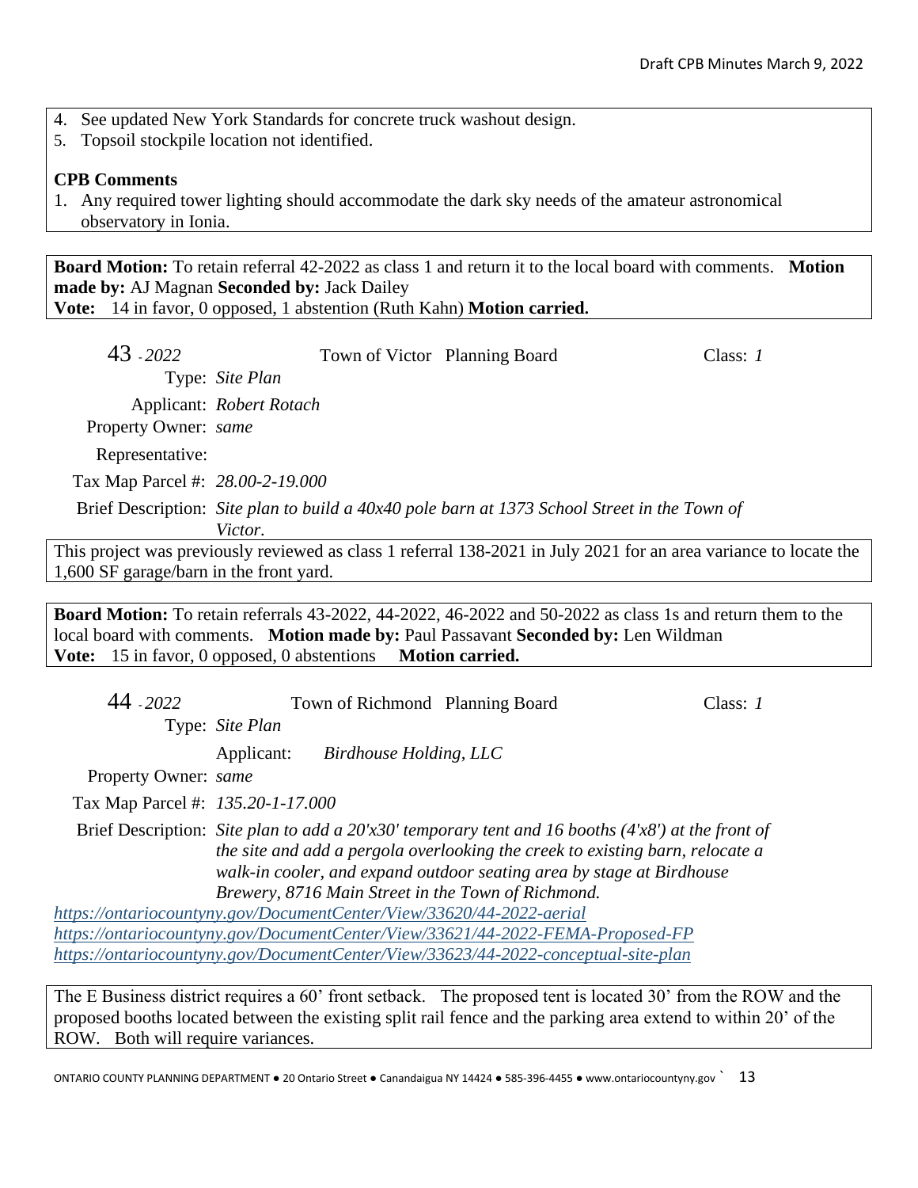4. See updated New York Standards for concrete truck washout design.
5. Topsoil stockpile location not identified.

**CPB Comments**

1. Any required tower lighting should accommodate the dark sky needs of the amateur astronomical observatory in Ionia.

**Board Motion:** To retain referral 42-2022 as class 1 and return it to the local board with comments. **Motion made by:** AJ Magnan **Seconded by:** Jack Dailey
**Vote:** 14 in favor, 0 opposed, 1 abstention (Ruth Kahn) **Motion carried.**

43 *- 2022* Town of Victor Planning Board Class: *1*

Type: *Site Plan*

Applicant: *Robert Rotach*

Property Owner: *same*

Representative:

Tax Map Parcel #: *28.00-2-19.000*

Brief Description: *Site plan to build a 40x40 pole barn at 1373 School Street in the Town of Victor.*

This project was previously reviewed as class 1 referral 138-2021 in July 2021 for an area variance to locate the 1,600 SF garage/barn in the front yard.

**Board Motion:** To retain referrals 43-2022, 44-2022, 46-2022 and 50-2022 as class 1s and return them to the local board with comments. **Motion made by:** Paul Passavant **Seconded by:** Len Wildman
**Vote:** 15 in favor, 0 opposed, 0 abstentions **Motion carried.**

44 *- 2022* Town of Richmond Planning Board Class: *1*

Type: *Site Plan*

Applicant: *Birdhouse Holding, LLC*

Property Owner: *same*

Tax Map Parcel #: *135.20-1-17.000*

Brief Description: *Site plan to add a 20'x30' temporary tent and 16 booths (4'x8') at the front of the site and add a pergola overlooking the creek to existing barn, relocate a walk-in cooler, and expand outdoor seating area by stage at Birdhouse Brewery, 8716 Main Street in the Town of Richmond.*

*https://ontariocountyny.gov/DocumentCenter/View/33620/44-2022-aerial*
*https://ontariocountyny.gov/DocumentCenter/View/33621/44-2022-FEMA-Proposed-FP*
*https://ontariocountyny.gov/DocumentCenter/View/33623/44-2022-conceptual-site-plan*

The E Business district requires a 60' front setback. The proposed tent is located 30' from the ROW and the proposed booths located between the existing split rail fence and the parking area extend to within 20' of the ROW. Both will require variances.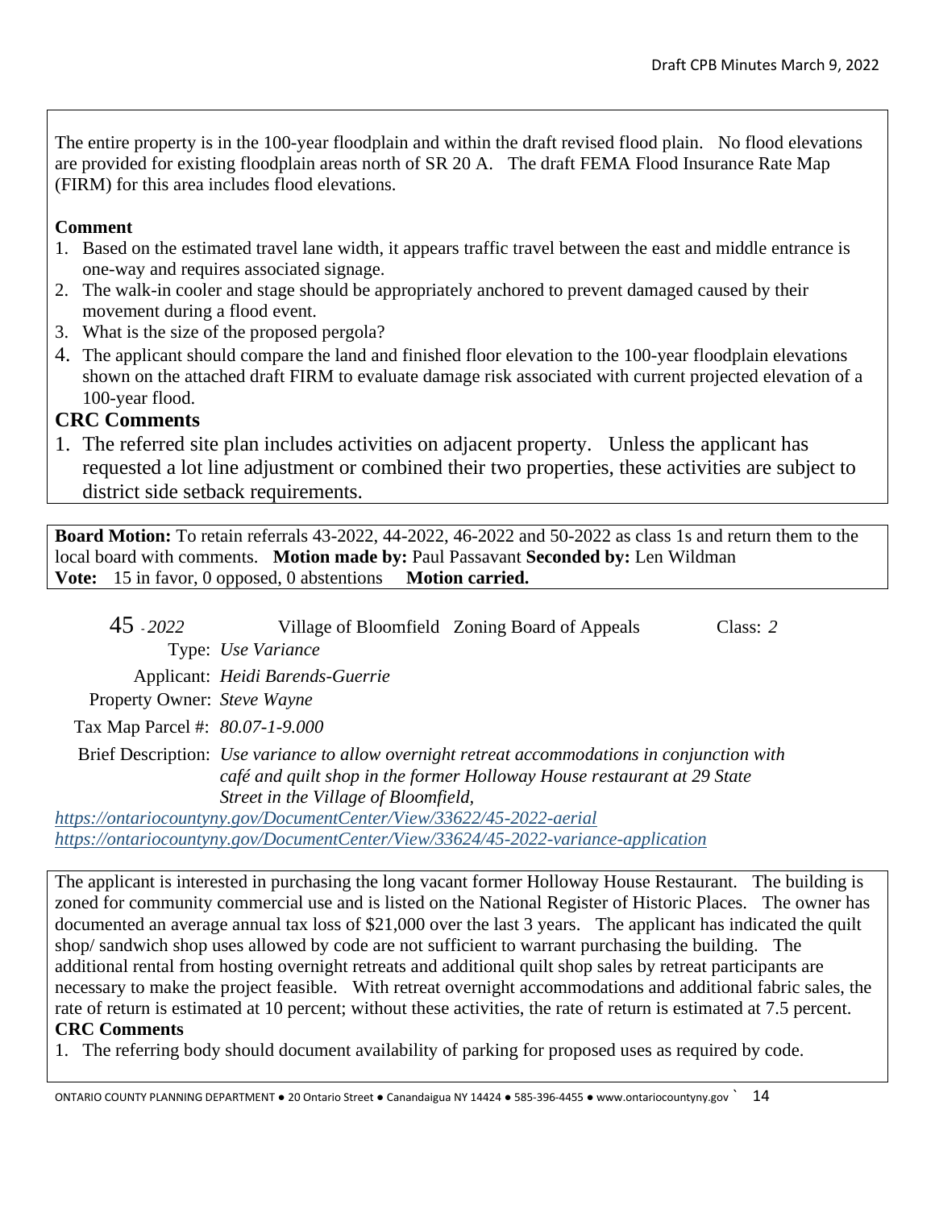The entire property is in the 100-year floodplain and within the draft revised flood plain. No flood elevations are provided for existing floodplain areas north of SR 20 A. The draft FEMA Flood Insurance Rate Map (FIRM) for this area includes flood elevations.

**Comment**

1. Based on the estimated travel lane width, it appears traffic travel between the east and middle entrance is one-way and requires associated signage.
2. The walk-in cooler and stage should be appropriately anchored to prevent damaged caused by their movement during a flood event.
3. What is the size of the proposed pergola?
4. The applicant should compare the land and finished floor elevation to the 100-year floodplain elevations shown on the attached draft FIRM to evaluate damage risk associated with current projected elevation of a 100-year flood.

## CRC Comments

1. The referred site plan includes activities on adjacent property. Unless the applicant has requested a lot line adjustment or combined their two properties, these activities are subject to district side setback requirements.

**Board Motion:** To retain referrals 43-2022, 44-2022, 46-2022 and 50-2022 as class 1s and return them to the local board with comments. **Motion made by:** Paul Passavant **Seconded by:** Len Wildman
**Vote:** 15 in favor, 0 opposed, 0 abstentions **Motion carried.**

45 - *2022* Village of Bloomfield Zoning Board of Appeals Class: *2*

Type: *Use Variance*

Applicant: *Heidi Barends-Guerrie*

Property Owner: *Steve Wayne*

Tax Map Parcel #: *80.07-1-9.000*

Brief Description: *Use variance to allow overnight retreat accommodations in conjunction with café and quilt shop in the former Holloway House restaurant at 29 State Street in the Village of Bloomfield,*

https://ontariocountyny.gov/DocumentCenter/View/33622/45-2022-aerial
https://ontariocountyny.gov/DocumentCenter/View/33624/45-2022-variance-application

The applicant is interested in purchasing the long vacant former Holloway House Restaurant. The building is zoned for community commercial use and is listed on the National Register of Historic Places. The owner has documented an average annual tax loss of $21,000 over the last 3 years. The applicant has indicated the quilt shop/ sandwich shop uses allowed by code are not sufficient to warrant purchasing the building. The additional rental from hosting overnight retreats and additional quilt shop sales by retreat participants are necessary to make the project feasible. With retreat overnight accommodations and additional fabric sales, the rate of return is estimated at 10 percent; without these activities, the rate of return is estimated at 7.5 percent.

**CRC Comments**

1. The referring body should document availability of parking for proposed uses as required by code.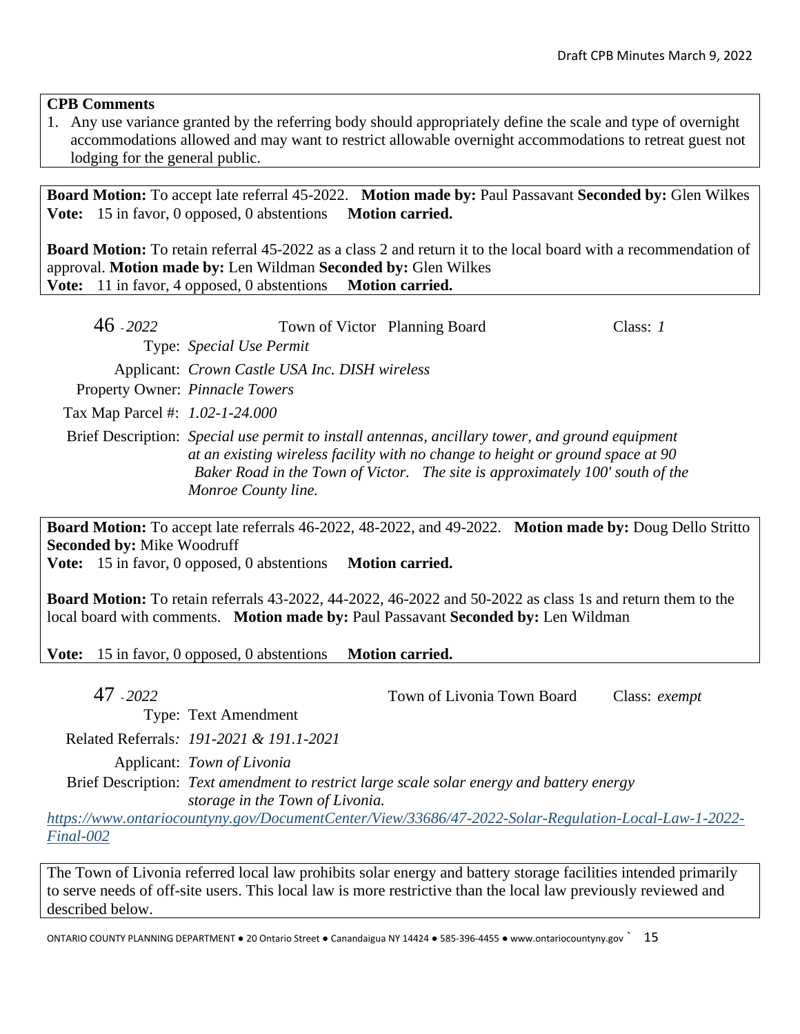**CPB Comments**

1. Any use variance granted by the referring body should appropriately define the scale and type of overnight accommodations allowed and may want to restrict allowable overnight accommodations to retreat guest not lodging for the general public.

**Board Motion:** To accept late referral 45-2022. **Motion made by:** Paul Passavant **Seconded by:** Glen Wilkes
**Vote:** 15 in favor, 0 opposed, 0 abstentions **Motion carried.**

**Board Motion:** To retain referral 45-2022 as a class 2 and return it to the local board with a recommendation of approval. **Motion made by:** Len Wildman **Seconded by:** Glen Wilkes
**Vote:** 11 in favor, 4 opposed, 0 abstentions **Motion carried.**

46 *- 2022* Town of Victor Planning Board Class: *1*

Type: *Special Use Permit*

Applicant: *Crown Castle USA Inc. DISH wireless*

Property Owner: *Pinnacle Towers*

Tax Map Parcel #: *1.02-1-24.000*

Brief Description: *Special use permit to install antennas, ancillary tower, and ground equipment at an existing wireless facility with no change to height or ground space at 90 Baker Road in the Town of Victor. The site is approximately 100' south of the Monroe County line.*

**Board Motion:** To accept late referrals 46-2022, 48-2022, and 49-2022. **Motion made by:** Doug Dello Stritto **Seconded by:** Mike Woodruff
**Vote:** 15 in favor, 0 opposed, 0 abstentions **Motion carried.**

**Board Motion:** To retain referrals 43-2022, 44-2022, 46-2022 and 50-2022 as class 1s and return them to the local board with comments. **Motion made by:** Paul Passavant **Seconded by:** Len Wildman

**Vote:** 15 in favor, 0 opposed, 0 abstentions **Motion carried.**

47 *- 2022* Town of Livonia Town Board Class: *exempt*

Type: Text Amendment

Related Referrals: *191-2021 & 191.1-2021*

Applicant: *Town of Livonia*

Brief Description: *Text amendment to restrict large scale solar energy and battery energy storage in the Town of Livonia.*

*https://www.ontariocountyny.gov/DocumentCenter/View/33686/47-2022-Solar-Regulation-Local-Law-1-2022-Final-002*

The Town of Livonia referred local law prohibits solar energy and battery storage facilities intended primarily to serve needs of off-site users. This local law is more restrictive than the local law previously reviewed and described below.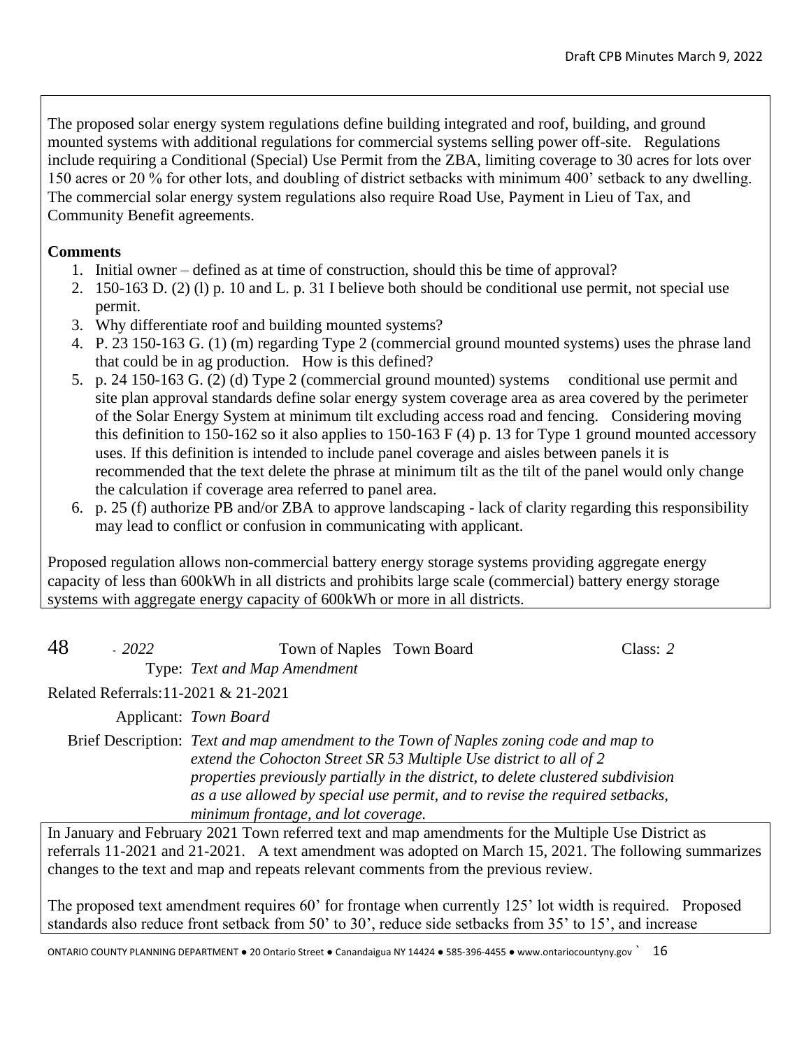The proposed solar energy system regulations define building integrated and roof, building, and ground mounted systems with additional regulations for commercial systems selling power off-site. Regulations include requiring a Conditional (Special) Use Permit from the ZBA, limiting coverage to 30 acres for lots over 150 acres or 20 % for other lots, and doubling of district setbacks with minimum 400' setback to any dwelling. The commercial solar energy system regulations also require Road Use, Payment in Lieu of Tax, and Community Benefit agreements.

**Comments**

1. Initial owner – defined as at time of construction, should this be time of approval?
2. 150-163 D. (2) (l) p. 10 and L. p. 31 I believe both should be conditional use permit, not special use permit.
3. Why differentiate roof and building mounted systems?
4. P. 23 150-163 G. (1) (m) regarding Type 2 (commercial ground mounted systems) uses the phrase land that could be in ag production. How is this defined?
5. p. 24 150-163 G. (2) (d) Type 2 (commercial ground mounted) systems conditional use permit and site plan approval standards define solar energy system coverage area as area covered by the perimeter of the Solar Energy System at minimum tilt excluding access road and fencing. Considering moving this definition to 150-162 so it also applies to 150-163 F (4) p. 13 for Type 1 ground mounted accessory uses. If this definition is intended to include panel coverage and aisles between panels it is recommended that the text delete the phrase at minimum tilt as the tilt of the panel would only change the calculation if coverage area referred to panel area.
6. p. 25 (f) authorize PB and/or ZBA to approve landscaping - lack of clarity regarding this responsibility may lead to conflict or confusion in communicating with applicant.

Proposed regulation allows non-commercial battery energy storage systems providing aggregate energy capacity of less than 600kWh in all districts and prohibits large scale (commercial) battery energy storage systems with aggregate energy capacity of 600kWh or more in all districts.

48 - *2022* Town of Naples Town Board Class: *2*

Type: *Text and Map Amendment*

Related Referrals: 11-2021 & 21-2021

Applicant: *Town Board*

Brief Description: *Text and map amendment to the Town of Naples zoning code and map to extend the Cohocton Street SR 53 Multiple Use district to all of 2 properties previously partially in the district, to delete clustered subdivision as a use allowed by special use permit, and to revise the required setbacks, minimum frontage, and lot coverage.*

In January and February 2021 Town referred text and map amendments for the Multiple Use District as referrals 11-2021 and 21-2021. A text amendment was adopted on March 15, 2021. The following summarizes changes to the text and map and repeats relevant comments from the previous review.

The proposed text amendment requires 60' for frontage when currently 125' lot width is required. Proposed standards also reduce front setback from 50' to 30', reduce side setbacks from 35' to 15', and increase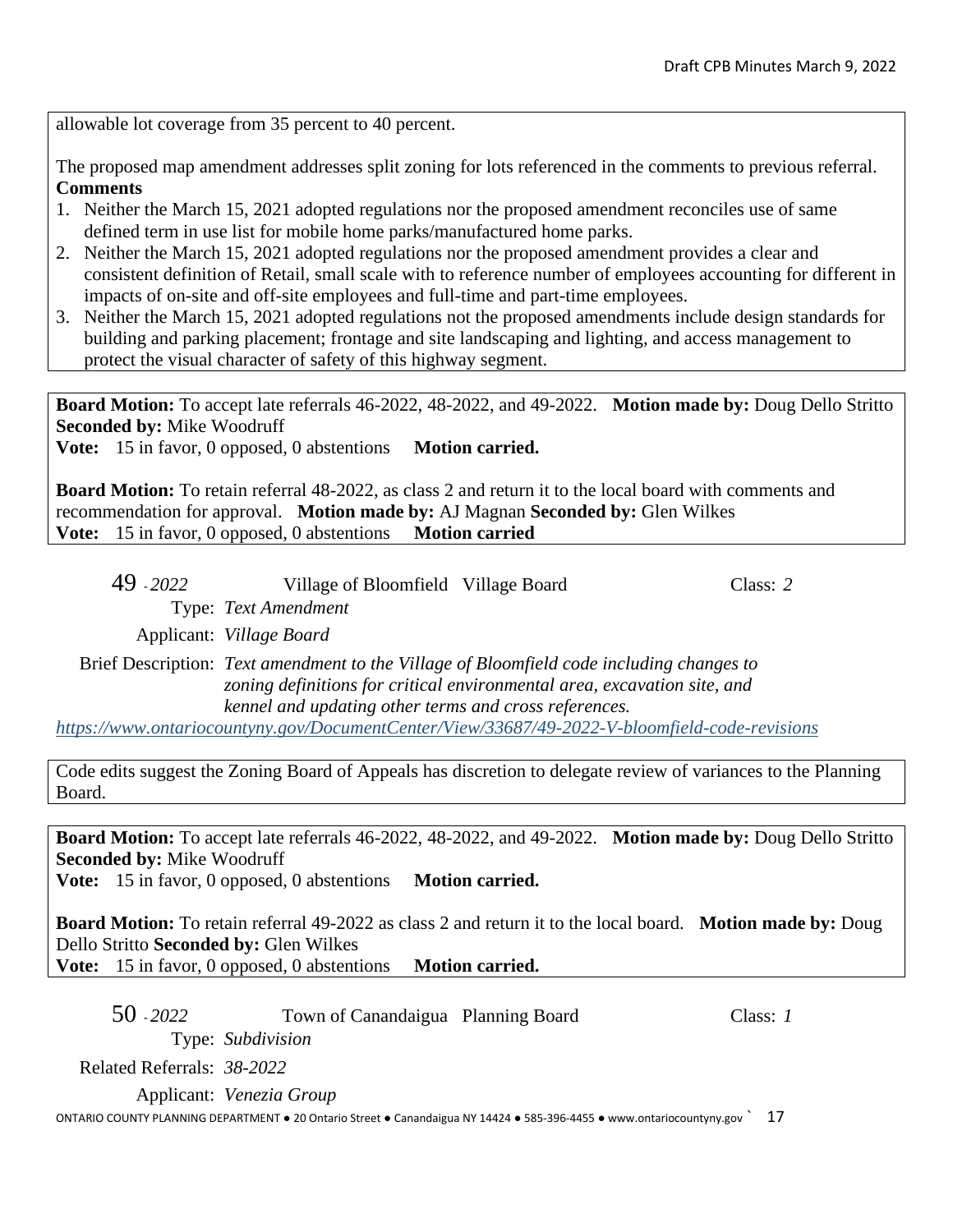allowable lot coverage from 35 percent to 40 percent.

The proposed map amendment addresses split zoning for lots referenced in the comments to previous referral.

**Comments**

1. Neither the March 15, 2021 adopted regulations nor the proposed amendment reconciles use of same defined term in use list for mobile home parks/manufactured home parks.
2. Neither the March 15, 2021 adopted regulations nor the proposed amendment provides a clear and consistent definition of Retail, small scale with to reference number of employees accounting for different in impacts of on-site and off-site employees and full-time and part-time employees.
3. Neither the March 15, 2021 adopted regulations not the proposed amendments include design standards for building and parking placement; frontage and site landscaping and lighting, and access management to protect the visual character of safety of this highway segment.

**Board Motion:** To accept late referrals 46-2022, 48-2022, and 49-2022. **Motion made by:** Doug Dello Stritto **Seconded by:** Mike Woodruff
**Vote:** 15 in favor, 0 opposed, 0 abstentions **Motion carried.**

**Board Motion:** To retain referral 48-2022, as class 2 and return it to the local board with comments and recommendation for approval. **Motion made by:** AJ Magnan **Seconded by:** Glen Wilkes
**Vote:** 15 in favor, 0 opposed, 0 abstentions **Motion carried**

49 - *2022* Village of Bloomfield Village Board Class: *2*

Type: *Text Amendment*

Applicant: *Village Board*

Brief Description: *Text amendment to the Village of Bloomfield code including changes to zoning definitions for critical environmental area, excavation site, and kennel and updating other terms and cross references.*

https://www.ontariocountyny.gov/DocumentCenter/View/33687/49-2022-V-bloomfield-code-revisions

Code edits suggest the Zoning Board of Appeals has discretion to delegate review of variances to the Planning Board.

**Board Motion:** To accept late referrals 46-2022, 48-2022, and 49-2022. **Motion made by:** Doug Dello Stritto **Seconded by:** Mike Woodruff
**Vote:** 15 in favor, 0 opposed, 0 abstentions **Motion carried.**

**Board Motion:** To retain referral 49-2022 as class 2 and return it to the local board. **Motion made by:** Doug Dello Stritto **Seconded by:** Glen Wilkes
**Vote:** 15 in favor, 0 opposed, 0 abstentions **Motion carried.**

50 - *2022* Town of Canandaigua Planning Board Class: *1*

Type: *Subdivision*

Related Referrals: *38-2022*

Applicant: *Venezia Group*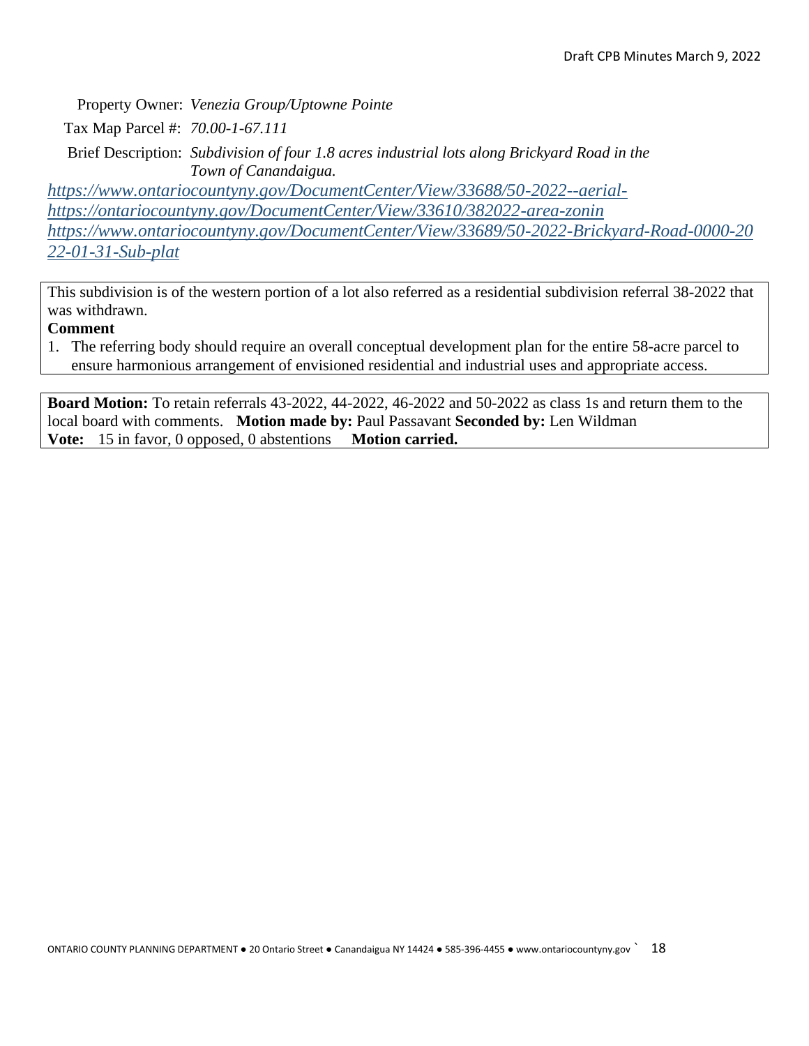Property Owner: *Venezia Group/Uptowne Pointe*

Tax Map Parcel #: *70.00-1-67.111*

Brief Description: *Subdivision of four 1.8 acres industrial lots along Brickyard Road in the Town of Canandaigua.*

*https://www.ontariocountyny.gov/DocumentCenter/View/33688/50-2022--aerial-*
*https://ontariocountyny.gov/DocumentCenter/View/33610/382022-area-zonin*
*https://www.ontariocountyny.gov/DocumentCenter/View/33689/50-2022-Brickyard-Road-0000-2022-01-31-Sub-plat*

This subdivision is of the western portion of a lot also referred as a residential subdivision referral 38-2022 that was withdrawn.

**Comment**

1. The referring body should require an overall conceptual development plan for the entire 58-acre parcel to ensure harmonious arrangement of envisioned residential and industrial uses and appropriate access.

**Board Motion:** To retain referrals 43-2022, 44-2022, 46-2022 and 50-2022 as class 1s and return them to the local board with comments. **Motion made by:** Paul Passavant **Seconded by:** Len Wildman
**Vote:** 15 in favor, 0 opposed, 0 abstentions **Motion carried.**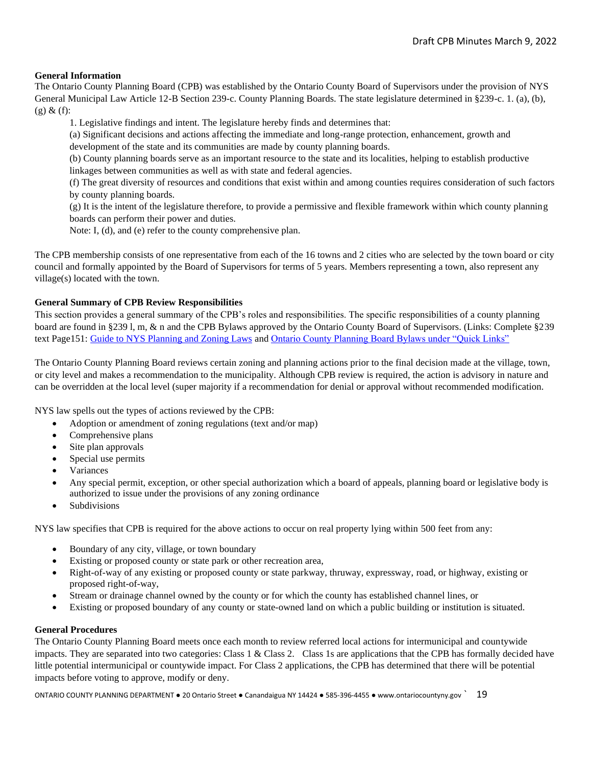**General Information**

The Ontario County Planning Board (CPB) was established by the Ontario County Board of Supervisors under the provision of NYS General Municipal Law Article 12-B Section 239-c. County Planning Boards. The state legislature determined in §239-c. 1. (a), (b), (g) & (f):

> 1. Legislative findings and intent. The legislature hereby finds and determines that:
>
> (a) Significant decisions and actions affecting the immediate and long-range protection, enhancement, growth and development of the state and its communities are made by county planning boards.
>
> (b) County planning boards serve as an important resource to the state and its localities, helping to establish productive linkages between communities as well as with state and federal agencies.
>
> (f) The great diversity of resources and conditions that exist within and among counties requires consideration of such factors by county planning boards.
>
> (g) It is the intent of the legislature therefore, to provide a permissive and flexible framework within which county planning boards can perform their power and duties.
>
> Note: I, (d), and (e) refer to the county comprehensive plan.

The CPB membership consists of one representative from each of the 16 towns and 2 cities who are selected by the town board or city council and formally appointed by the Board of Supervisors for terms of 5 years. Members representing a town, also represent any village(s) located with the town.

**General Summary of CPB Review Responsibilities**

This section provides a general summary of the CPB's roles and responsibilities. The specific responsibilities of a county planning board are found in §239 l, m, & n and the CPB Bylaws approved by the Ontario County Board of Supervisors. (Links: Complete §239 text Page151: Guide to NYS Planning and Zoning Laws and Ontario County Planning Board Bylaws under "Quick Links"

The Ontario County Planning Board reviews certain zoning and planning actions prior to the final decision made at the village, town, or city level and makes a recommendation to the municipality. Although CPB review is required, the action is advisory in nature and can be overridden at the local level (super majority if a recommendation for denial or approval without recommended modification.

NYS law spells out the types of actions reviewed by the CPB:

- Adoption or amendment of zoning regulations (text and/or map)
- Comprehensive plans
- Site plan approvals
- Special use permits
- Variances
- Any special permit, exception, or other special authorization which a board of appeals, planning board or legislative body is authorized to issue under the provisions of any zoning ordinance
- Subdivisions

NYS law specifies that CPB is required for the above actions to occur on real property lying within 500 feet from any:

- Boundary of any city, village, or town boundary
- Existing or proposed county or state park or other recreation area,
- Right-of-way of any existing or proposed county or state parkway, thruway, expressway, road, or highway, existing or proposed right-of-way,
- Stream or drainage channel owned by the county or for which the county has established channel lines, or
- Existing or proposed boundary of any county or state-owned land on which a public building or institution is situated.

**General Procedures**

The Ontario County Planning Board meets once each month to review referred local actions for intermunicipal and countywide impacts. They are separated into two categories: Class 1 & Class 2. Class 1s are applications that the CPB has formally decided have little potential intermunicipal or countywide impact. For Class 2 applications, the CPB has determined that there will be potential impacts before voting to approve, modify or deny.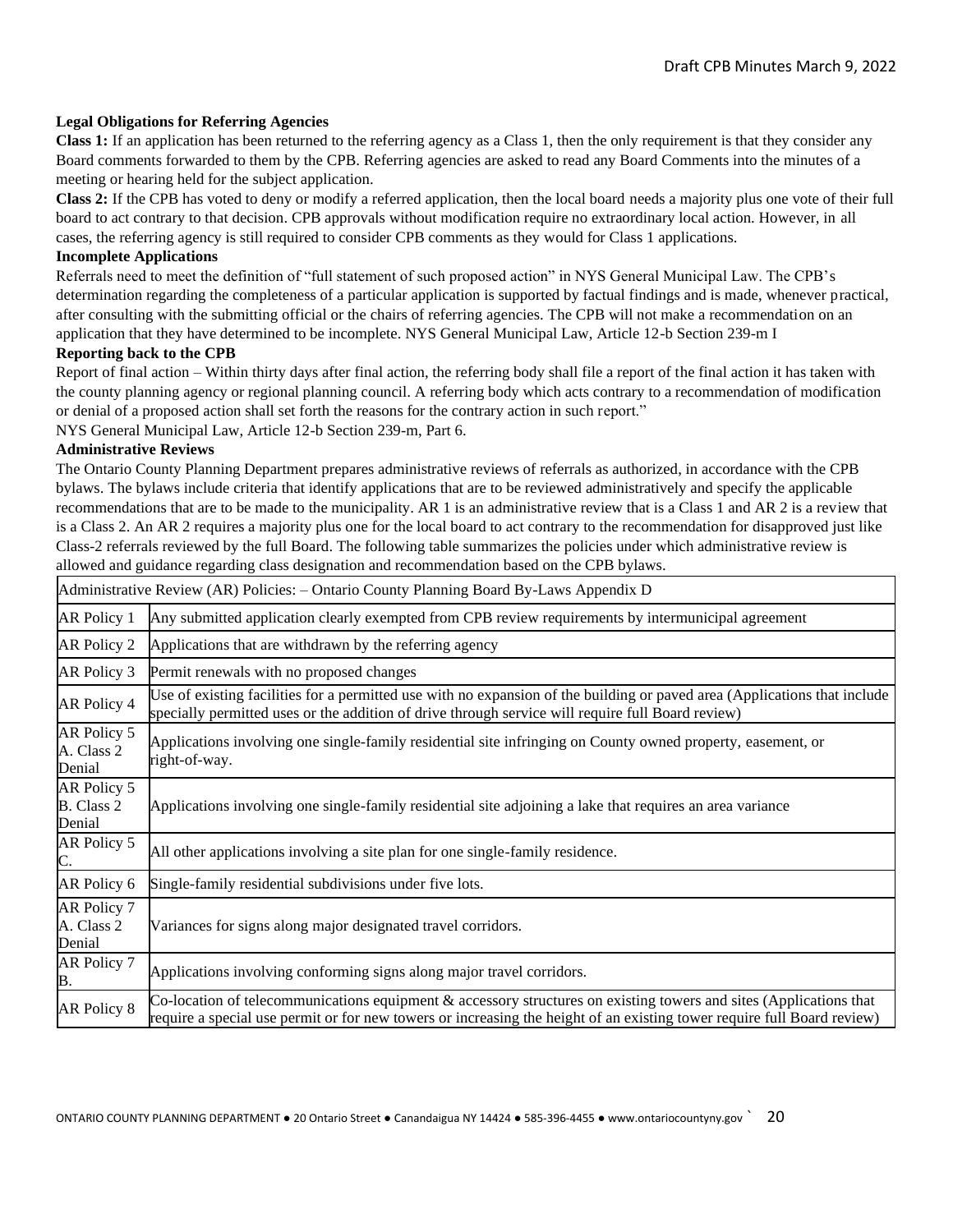**Legal Obligations for Referring Agencies**

**Class 1:** If an application has been returned to the referring agency as a Class 1, then the only requirement is that they consider any Board comments forwarded to them by the CPB. Referring agencies are asked to read any Board Comments into the minutes of a meeting or hearing held for the subject application.

**Class 2:** If the CPB has voted to deny or modify a referred application, then the local board needs a majority plus one vote of their full board to act contrary to that decision. CPB approvals without modification require no extraordinary local action. However, in all cases, the referring agency is still required to consider CPB comments as they would for Class 1 applications.

**Incomplete Applications**

Referrals need to meet the definition of "full statement of such proposed action" in NYS General Municipal Law. The CPB's determination regarding the completeness of a particular application is supported by factual findings and is made, whenever practical, after consulting with the submitting official or the chairs of referring agencies. The CPB will not make a recommendation on an application that they have determined to be incomplete. NYS General Municipal Law, Article 12-b Section 239-m I

**Reporting back to the CPB**

Report of final action – Within thirty days after final action, the referring body shall file a report of the final action it has taken with the county planning agency or regional planning council. A referring body which acts contrary to a recommendation of modification or denial of a proposed action shall set forth the reasons for the contrary action in such report."

NYS General Municipal Law, Article 12-b Section 239-m, Part 6.

**Administrative Reviews**

The Ontario County Planning Department prepares administrative reviews of referrals as authorized, in accordance with the CPB bylaws. The bylaws include criteria that identify applications that are to be reviewed administratively and specify the applicable recommendations that are to be made to the municipality. AR 1 is an administrative review that is a Class 1 and AR 2 is a review that is a Class 2. An AR 2 requires a majority plus one for the local board to act contrary to the recommendation for disapproved just like Class-2 referrals reviewed by the full Board. The following table summarizes the policies under which administrative review is allowed and guidance regarding class designation and recommendation based on the CPB bylaws.

| Administrative Review (AR) Policies: – Ontario County Planning Board By-Laws Appendix D | |
|---|---|
| AR Policy 1 | Any submitted application clearly exempted from CPB review requirements by intermunicipal agreement |
| AR Policy 2 | Applications that are withdrawn by the referring agency |
| AR Policy 3 | Permit renewals with no proposed changes |
| AR Policy 4 | Use of existing facilities for a permitted use with no expansion of the building or paved area (Applications that include specially permitted uses or the addition of drive through service will require full Board review) |
| AR Policy 5 A. Class 2 Denial | Applications involving one single-family residential site infringing on County owned property, easement, or right-of-way. |
| AR Policy 5 B. Class 2 Denial | Applications involving one single-family residential site adjoining a lake that requires an area variance |
| AR Policy 5 C. | All other applications involving a site plan for one single-family residence. |
| AR Policy 6 | Single-family residential subdivisions under five lots. |
| AR Policy 7 A. Class 2 Denial | Variances for signs along major designated travel corridors. |
| AR Policy 7 B. | Applications involving conforming signs along major travel corridors. |
| AR Policy 8 | Co-location of telecommunications equipment & accessory structures on existing towers and sites (Applications that require a special use permit or for new towers or increasing the height of an existing tower require full Board review) |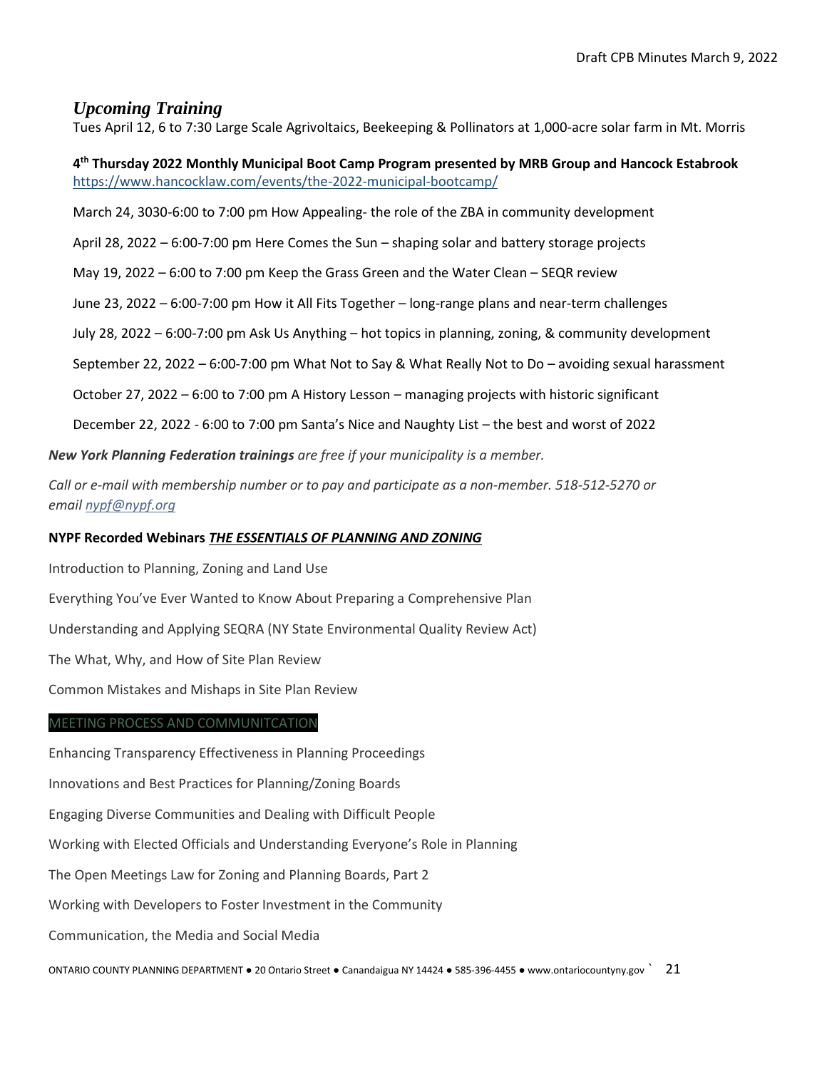## *Upcoming Training*

Tues April 12, 6 to 7:30 Large Scale Agrivoltaics, Beekeeping & Pollinators at 1,000-acre solar farm in Mt. Morris

**4th Thursday 2022 Monthly Municipal Boot Camp Program presented by MRB Group and Hancock Estabrook**
https://www.hancocklaw.com/events/the-2022-municipal-bootcamp/

March 24, 3030-6:00 to 7:00 pm How Appealing- the role of the ZBA in community development

April 28, 2022 – 6:00-7:00 pm Here Comes the Sun – shaping solar and battery storage projects

May 19, 2022 – 6:00 to 7:00 pm Keep the Grass Green and the Water Clean – SEQR review

June 23, 2022 – 6:00-7:00 pm How it All Fits Together – long-range plans and near-term challenges

July 28, 2022 – 6:00-7:00 pm Ask Us Anything – hot topics in planning, zoning, & community development

September 22, 2022 – 6:00-7:00 pm What Not to Say & What Really Not to Do – avoiding sexual harassment

October 27, 2022 – 6:00 to 7:00 pm A History Lesson – managing projects with historic significant

December 22, 2022 - 6:00 to 7:00 pm Santa's Nice and Naughty List – the best and worst of 2022

***New York Planning Federation trainings*** *are free if your municipality is a member.*

*Call or e-mail with membership number or to pay and participate as a non-member. 518-512-5270 or email nypf@nypf.org*

**NYPF Recorded Webinars *THE ESSENTIALS OF PLANNING AND ZONING***

Introduction to Planning, Zoning and Land Use

Everything You've Ever Wanted to Know About Preparing a Comprehensive Plan

Understanding and Applying SEQRA (NY State Environmental Quality Review Act)

The What, Why, and How of Site Plan Review

Common Mistakes and Mishaps in Site Plan Review

MEETING PROCESS AND COMMUNITCATION

Enhancing Transparency Effectiveness in Planning Proceedings

Innovations and Best Practices for Planning/Zoning Boards

Engaging Diverse Communities and Dealing with Difficult People

Working with Elected Officials and Understanding Everyone's Role in Planning

The Open Meetings Law for Zoning and Planning Boards, Part 2

Working with Developers to Foster Investment in the Community

Communication, the Media and Social Media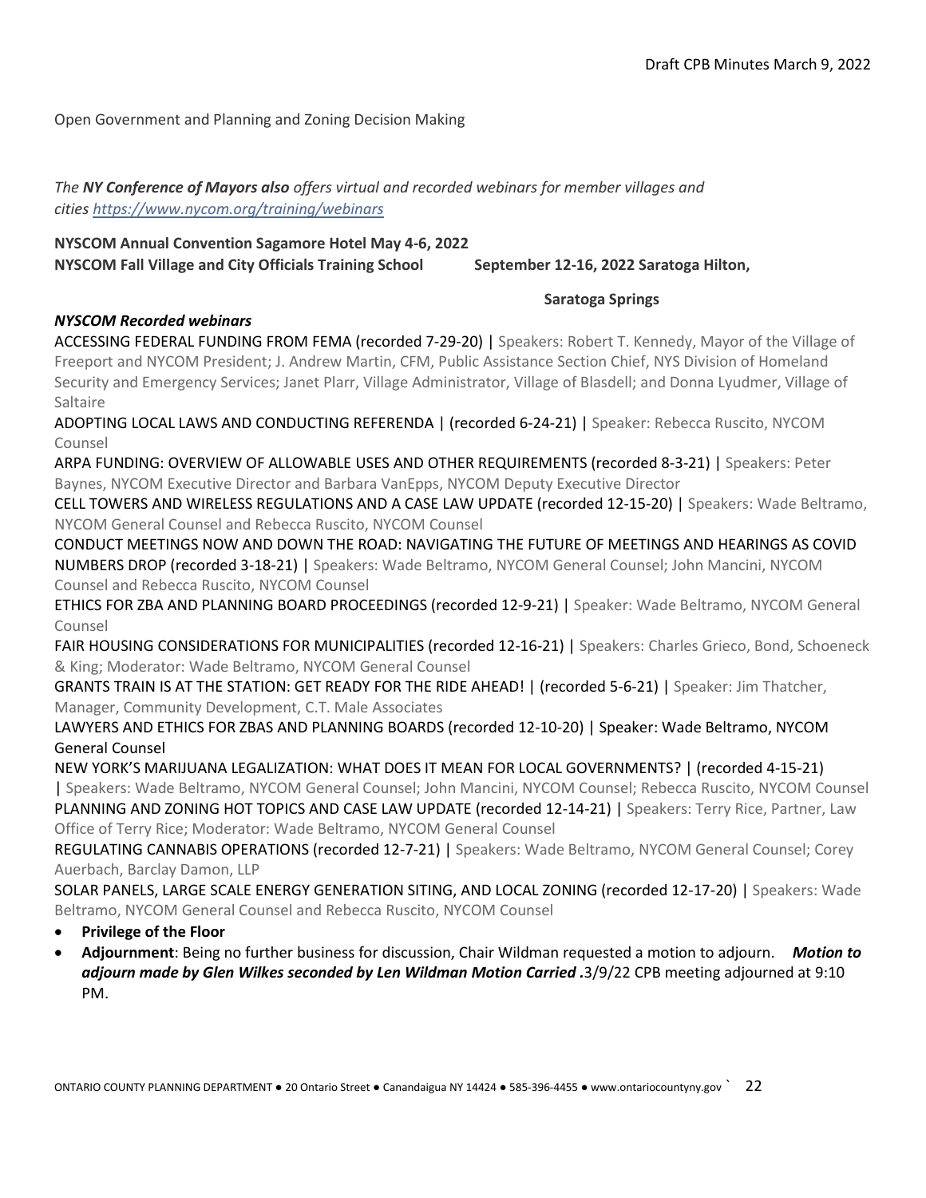Open Government and Planning and Zoning Decision Making

*The **NY Conference of Mayors also** offers virtual and recorded webinars for member villages and cities [https://www.nycom.org/training/webinars](https://www.nycom.org/training/webinars)*

**NYSCOM Annual Convention Sagamore Hotel May 4-6, 2022**
**NYSCOM Fall Village and City Officials Training School September 12-16, 2022 Saratoga Hilton, Saratoga Springs**

***NYSCOM Recorded webinars***

ACCESSING FEDERAL FUNDING FROM FEMA (recorded 7-29-20) | Speakers: Robert T. Kennedy, Mayor of the Village of Freeport and NYCOM President; J. Andrew Martin, CFM, Public Assistance Section Chief, NYS Division of Homeland Security and Emergency Services; Janet Plarr, Village Administrator, Village of Blasdell; and Donna Lyudmer, Village of Saltaire

ADOPTING LOCAL LAWS AND CONDUCTING REFERENDA | (recorded 6-24-21) | Speaker: Rebecca Ruscito, NYCOM Counsel

ARPA FUNDING: OVERVIEW OF ALLOWABLE USES AND OTHER REQUIREMENTS (recorded 8-3-21) | Speakers: Peter Baynes, NYCOM Executive Director and Barbara VanEpps, NYCOM Deputy Executive Director

CELL TOWERS AND WIRELESS REGULATIONS AND A CASE LAW UPDATE (recorded 12-15-20) | Speakers: Wade Beltramo, NYCOM General Counsel and Rebecca Ruscito, NYCOM Counsel

CONDUCT MEETINGS NOW AND DOWN THE ROAD: NAVIGATING THE FUTURE OF MEETINGS AND HEARINGS AS COVID NUMBERS DROP (recorded 3-18-21) | Speakers: Wade Beltramo, NYCOM General Counsel; John Mancini, NYCOM Counsel and Rebecca Ruscito, NYCOM Counsel

ETHICS FOR ZBA AND PLANNING BOARD PROCEEDINGS (recorded 12-9-21) | Speaker: Wade Beltramo, NYCOM General Counsel

FAIR HOUSING CONSIDERATIONS FOR MUNICIPALITIES (recorded 12-16-21) | Speakers: Charles Grieco, Bond, Schoeneck & King; Moderator: Wade Beltramo, NYCOM General Counsel

GRANTS TRAIN IS AT THE STATION: GET READY FOR THE RIDE AHEAD! | (recorded 5-6-21) | Speaker: Jim Thatcher, Manager, Community Development, C.T. Male Associates

LAWYERS AND ETHICS FOR ZBAS AND PLANNING BOARDS (recorded 12-10-20) | Speaker: Wade Beltramo, NYCOM General Counsel

NEW YORK'S MARIJUANA LEGALIZATION: WHAT DOES IT MEAN FOR LOCAL GOVERNMENTS? | (recorded 4-15-21) | Speakers: Wade Beltramo, NYCOM General Counsel; John Mancini, NYCOM Counsel; Rebecca Ruscito, NYCOM Counsel

PLANNING AND ZONING HOT TOPICS AND CASE LAW UPDATE (recorded 12-14-21) | Speakers: Terry Rice, Partner, Law Office of Terry Rice; Moderator: Wade Beltramo, NYCOM General Counsel

REGULATING CANNABIS OPERATIONS (recorded 12-7-21) | Speakers: Wade Beltramo, NYCOM General Counsel; Corey Auerbach, Barclay Damon, LLP

SOLAR PANELS, LARGE SCALE ENERGY GENERATION SITING, AND LOCAL ZONING (recorded 12-17-20) | Speakers: Wade Beltramo, NYCOM General Counsel and Rebecca Ruscito, NYCOM Counsel

- **Privilege of the Floor**
- **Adjournment**: Being no further business for discussion, Chair Wildman requested a motion to adjourn. ***Motion to adjourn made by Glen Wilkes seconded by Len Wildman Motion Carried .***3/9/22 CPB meeting adjourned at 9:10 PM.